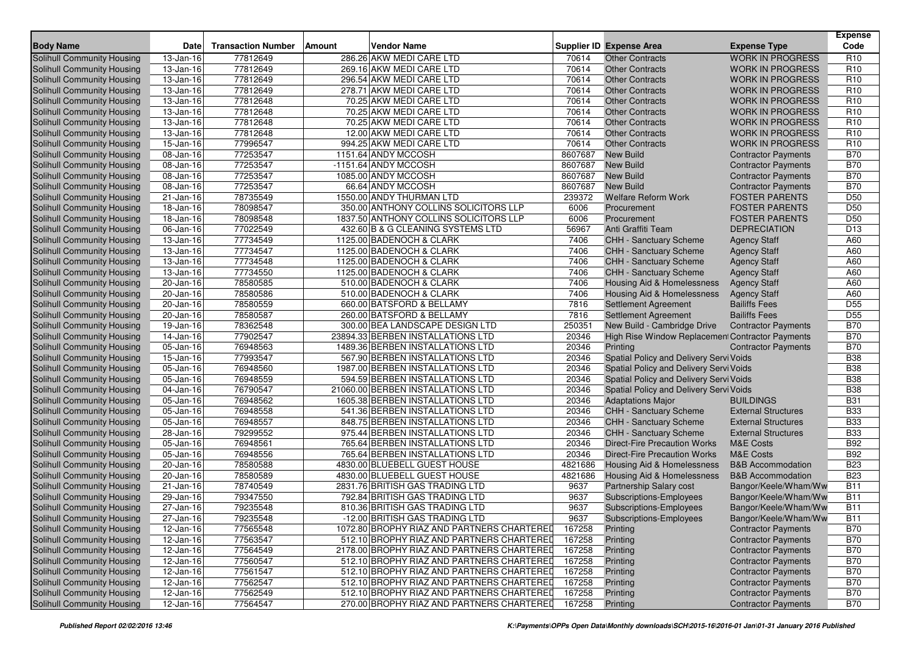| Body Name | Date | Transaction Number | Amount | Vendor Name | Supplier ID | Expense Area | Expense Type | Expense Code |
|---|---|---|---|---|---|---|---|---|
| Solihull Community Housing | 13-Jan-16 | 77812649 | 286.26 | AKW MEDI CARE LTD | 70614 | Other Contracts | WORK IN PROGRESS | R10 |
| Solihull Community Housing | 13-Jan-16 | 77812649 | 269.16 | AKW MEDI CARE LTD | 70614 | Other Contracts | WORK IN PROGRESS | R10 |
| Solihull Community Housing | 13-Jan-16 | 77812649 | 296.54 | AKW MEDI CARE LTD | 70614 | Other Contracts | WORK IN PROGRESS | R10 |
| Solihull Community Housing | 13-Jan-16 | 77812649 | 278.71 | AKW MEDI CARE LTD | 70614 | Other Contracts | WORK IN PROGRESS | R10 |
| Solihull Community Housing | 13-Jan-16 | 77812648 | 70.25 | AKW MEDI CARE LTD | 70614 | Other Contracts | WORK IN PROGRESS | R10 |
| Solihull Community Housing | 13-Jan-16 | 77812648 | 70.25 | AKW MEDI CARE LTD | 70614 | Other Contracts | WORK IN PROGRESS | R10 |
| Solihull Community Housing | 13-Jan-16 | 77812648 | 70.25 | AKW MEDI CARE LTD | 70614 | Other Contracts | WORK IN PROGRESS | R10 |
| Solihull Community Housing | 13-Jan-16 | 77812648 | 12.00 | AKW MEDI CARE LTD | 70614 | Other Contracts | WORK IN PROGRESS | R10 |
| Solihull Community Housing | 15-Jan-16 | 77996547 | 994.25 | AKW MEDI CARE LTD | 70614 | Other Contracts | WORK IN PROGRESS | R10 |
| Solihull Community Housing | 08-Jan-16 | 77253547 | 1151.64 | ANDY MCCOSH | 8607687 | New Build | Contractor Payments | B70 |
| Solihull Community Housing | 08-Jan-16 | 77253547 | -1151.64 | ANDY MCCOSH | 8607687 | New Build | Contractor Payments | B70 |
| Solihull Community Housing | 08-Jan-16 | 77253547 | 1085.00 | ANDY MCCOSH | 8607687 | New Build | Contractor Payments | B70 |
| Solihull Community Housing | 08-Jan-16 | 77253547 | 66.64 | ANDY MCCOSH | 8607687 | New Build | Contractor Payments | B70 |
| Solihull Community Housing | 21-Jan-16 | 78735549 | 1550.00 | ANDY THURMAN LTD | 239372 | Welfare Reform Work | FOSTER PARENTS | D50 |
| Solihull Community Housing | 18-Jan-16 | 78098547 | 350.00 | ANTHONY COLLINS SOLICITORS LLP | 6006 | Procurement | FOSTER PARENTS | D50 |
| Solihull Community Housing | 18-Jan-16 | 78098548 | 1837.50 | ANTHONY COLLINS SOLICITORS LLP | 6006 | Procurement | FOSTER PARENTS | D50 |
| Solihull Community Housing | 06-Jan-16 | 77022549 | 432.60 | B & G CLEANING SYSTEMS LTD | 56967 | Anti Graffiti Team | DEPRECIATION | D13 |
| Solihull Community Housing | 13-Jan-16 | 77734549 | 1125.00 | BADENOCH & CLARK | 7406 | CHH - Sanctuary Scheme | Agency Staff | A60 |
| Solihull Community Housing | 13-Jan-16 | 77734547 | 1125.00 | BADENOCH & CLARK | 7406 | CHH - Sanctuary Scheme | Agency Staff | A60 |
| Solihull Community Housing | 13-Jan-16 | 77734548 | 1125.00 | BADENOCH & CLARK | 7406 | CHH - Sanctuary Scheme | Agency Staff | A60 |
| Solihull Community Housing | 13-Jan-16 | 77734550 | 1125.00 | BADENOCH & CLARK | 7406 | CHH - Sanctuary Scheme | Agency Staff | A60 |
| Solihull Community Housing | 20-Jan-16 | 78580585 | 510.00 | BADENOCH & CLARK | 7406 | Housing Aid & Homelessness | Agency Staff | A60 |
| Solihull Community Housing | 20-Jan-16 | 78580586 | 510.00 | BADENOCH & CLARK | 7406 | Housing Aid & Homelessness | Agency Staff | A60 |
| Solihull Community Housing | 20-Jan-16 | 78580559 | 660.00 | BATSFORD & BELLAMY | 7816 | Settlement Agreement | Bailiffs Fees | D55 |
| Solihull Community Housing | 20-Jan-16 | 78580587 | 260.00 | BATSFORD & BELLAMY | 7816 | Settlement Agreement | Bailiffs Fees | D55 |
| Solihull Community Housing | 19-Jan-16 | 78362548 | 300.00 | BEA LANDSCAPE DESIGN LTD | 250351 | New Build - Cambridge Drive | Contractor Payments | B70 |
| Solihull Community Housing | 14-Jan-16 | 77902547 | 23894.33 | BERBEN INSTALLATIONS LTD | 20346 | High Rise Window Replacement | Contractor Payments | B70 |
| Solihull Community Housing | 05-Jan-16 | 76948563 | 1489.36 | BERBEN INSTALLATIONS LTD | 20346 | Printing | Contractor Payments | B70 |
| Solihull Community Housing | 15-Jan-16 | 77993547 | 567.90 | BERBEN INSTALLATIONS LTD | 20346 | Spatial Policy and Delivery Servi | Voids | B38 |
| Solihull Community Housing | 05-Jan-16 | 76948560 | 1987.00 | BERBEN INSTALLATIONS LTD | 20346 | Spatial Policy and Delivery Servi | Voids | B38 |
| Solihull Community Housing | 05-Jan-16 | 76948559 | 594.59 | BERBEN INSTALLATIONS LTD | 20346 | Spatial Policy and Delivery Servi | Voids | B38 |
| Solihull Community Housing | 04-Jan-16 | 76790547 | 21060.00 | BERBEN INSTALLATIONS LTD | 20346 | Spatial Policy and Delivery Servi | Voids | B38 |
| Solihull Community Housing | 05-Jan-16 | 76948562 | 1605.38 | BERBEN INSTALLATIONS LTD | 20346 | Adaptations Major | BUILDINGS | B31 |
| Solihull Community Housing | 05-Jan-16 | 76948558 | 541.36 | BERBEN INSTALLATIONS LTD | 20346 | CHH - Sanctuary Scheme | External Structures | B33 |
| Solihull Community Housing | 05-Jan-16 | 76948557 | 848.75 | BERBEN INSTALLATIONS LTD | 20346 | CHH - Sanctuary Scheme | External Structures | B33 |
| Solihull Community Housing | 28-Jan-16 | 79299552 | 975.44 | BERBEN INSTALLATIONS LTD | 20346 | CHH - Sanctuary Scheme | External Structures | B33 |
| Solihull Community Housing | 05-Jan-16 | 76948561 | 765.64 | BERBEN INSTALLATIONS LTD | 20346 | Direct-Fire Precaution Works | M&E Costs | B92 |
| Solihull Community Housing | 05-Jan-16 | 76948556 | 765.64 | BERBEN INSTALLATIONS LTD | 20346 | Direct-Fire Precaution Works | M&E Costs | B92 |
| Solihull Community Housing | 20-Jan-16 | 78580588 | 4830.00 | BLUEBELL GUEST HOUSE | 4821686 | Housing Aid & Homelessness | B&B Accommodation | B23 |
| Solihull Community Housing | 20-Jan-16 | 78580589 | 4830.00 | BLUEBELL GUEST HOUSE | 4821686 | Housing Aid & Homelessness | B&B Accommodation | B23 |
| Solihull Community Housing | 21-Jan-16 | 78740549 | 2831.76 | BRITISH GAS TRADING LTD | 9637 | Partnership Salary cost | Bangor/Keele/Wham/Ww | B11 |
| Solihull Community Housing | 29-Jan-16 | 79347550 | 792.84 | BRITISH GAS TRADING LTD | 9637 | Subscriptions-Employees | Bangor/Keele/Wham/Ww | B11 |
| Solihull Community Housing | 27-Jan-16 | 79235548 | 810.36 | BRITISH GAS TRADING LTD | 9637 | Subscriptions-Employees | Bangor/Keele/Wham/Ww | B11 |
| Solihull Community Housing | 27-Jan-16 | 79235548 | -12.00 | BRITISH GAS TRADING LTD | 9637 | Subscriptions-Employees | Bangor/Keele/Wham/Ww | B11 |
| Solihull Community Housing | 12-Jan-16 | 77565548 | 1072.80 | BROPHY RIAZ AND PARTNERS CHARTERED | 167258 | Printing | Contractor Payments | B70 |
| Solihull Community Housing | 12-Jan-16 | 77563547 | 512.10 | BROPHY RIAZ AND PARTNERS CHARTERED | 167258 | Printing | Contractor Payments | B70 |
| Solihull Community Housing | 12-Jan-16 | 77564549 | 2178.00 | BROPHY RIAZ AND PARTNERS CHARTERED | 167258 | Printing | Contractor Payments | B70 |
| Solihull Community Housing | 12-Jan-16 | 77560547 | 512.10 | BROPHY RIAZ AND PARTNERS CHARTERED | 167258 | Printing | Contractor Payments | B70 |
| Solihull Community Housing | 12-Jan-16 | 77561547 | 512.10 | BROPHY RIAZ AND PARTNERS CHARTERED | 167258 | Printing | Contractor Payments | B70 |
| Solihull Community Housing | 12-Jan-16 | 77562547 | 512.10 | BROPHY RIAZ AND PARTNERS CHARTERED | 167258 | Printing | Contractor Payments | B70 |
| Solihull Community Housing | 12-Jan-16 | 77562549 | 512.10 | BROPHY RIAZ AND PARTNERS CHARTERED | 167258 | Printing | Contractor Payments | B70 |
| Solihull Community Housing | 12-Jan-16 | 77564547 | 270.00 | BROPHY RIAZ AND PARTNERS CHARTERED | 167258 | Printing | Contractor Payments | B70 |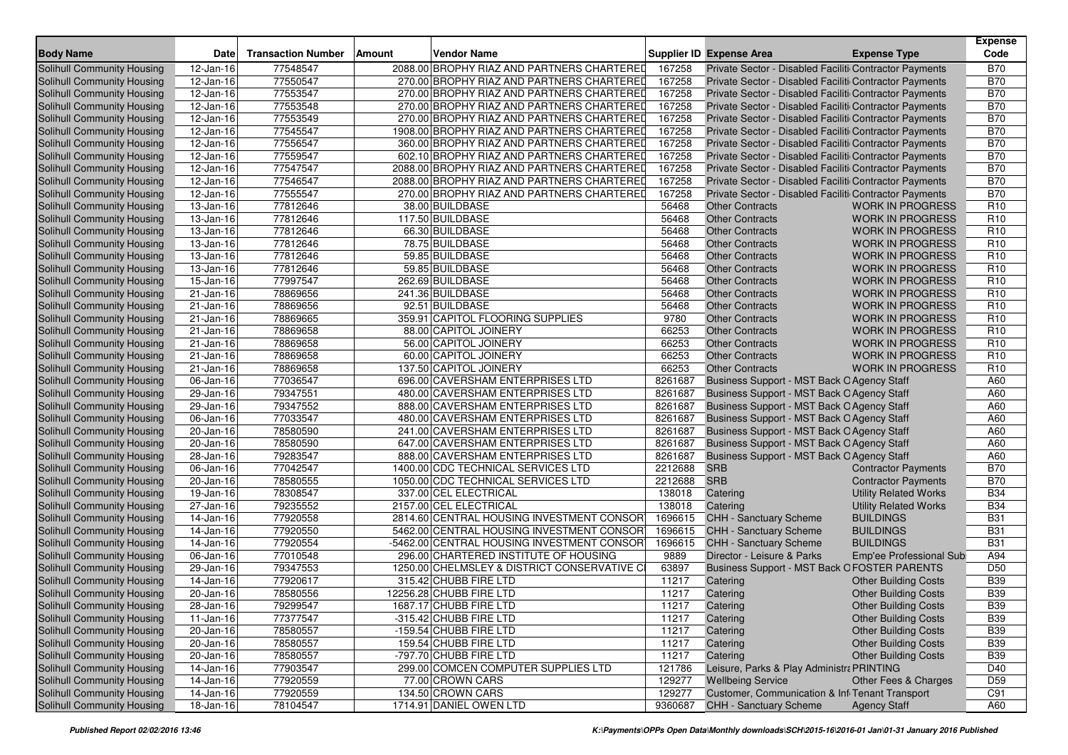| Body Name | Date | Transaction Number | Amount | Vendor Name | Supplier ID | Expense Area | Expense Type | Expense Code |
|---|---|---|---|---|---|---|---|---|
| Solihull Community Housing | 12-Jan-16 | 77548547 | 2088.00 | BROPHY RIAZ AND PARTNERS CHARTERED | 167258 | Private Sector - Disabled Faciliti | Contractor Payments | B70 |
| Solihull Community Housing | 12-Jan-16 | 77550547 | 270.00 | BROPHY RIAZ AND PARTNERS CHARTERED | 167258 | Private Sector - Disabled Faciliti | Contractor Payments | B70 |
| Solihull Community Housing | 12-Jan-16 | 77553547 | 270.00 | BROPHY RIAZ AND PARTNERS CHARTERED | 167258 | Private Sector - Disabled Faciliti | Contractor Payments | B70 |
| Solihull Community Housing | 12-Jan-16 | 77553548 | 270.00 | BROPHY RIAZ AND PARTNERS CHARTERED | 167258 | Private Sector - Disabled Faciliti | Contractor Payments | B70 |
| Solihull Community Housing | 12-Jan-16 | 77553549 | 270.00 | BROPHY RIAZ AND PARTNERS CHARTERED | 167258 | Private Sector - Disabled Faciliti | Contractor Payments | B70 |
| Solihull Community Housing | 12-Jan-16 | 77545547 | 1908.00 | BROPHY RIAZ AND PARTNERS CHARTERED | 167258 | Private Sector - Disabled Faciliti | Contractor Payments | B70 |
| Solihull Community Housing | 12-Jan-16 | 77556547 | 360.00 | BROPHY RIAZ AND PARTNERS CHARTERED | 167258 | Private Sector - Disabled Faciliti | Contractor Payments | B70 |
| Solihull Community Housing | 12-Jan-16 | 77559547 | 602.10 | BROPHY RIAZ AND PARTNERS CHARTERED | 167258 | Private Sector - Disabled Faciliti | Contractor Payments | B70 |
| Solihull Community Housing | 12-Jan-16 | 77547547 | 2088.00 | BROPHY RIAZ AND PARTNERS CHARTERED | 167258 | Private Sector - Disabled Faciliti | Contractor Payments | B70 |
| Solihull Community Housing | 12-Jan-16 | 77546547 | 2088.00 | BROPHY RIAZ AND PARTNERS CHARTERED | 167258 | Private Sector - Disabled Faciliti | Contractor Payments | B70 |
| Solihull Community Housing | 12-Jan-16 | 77555547 | 270.00 | BROPHY RIAZ AND PARTNERS CHARTERED | 167258 | Private Sector - Disabled Faciliti | Contractor Payments | B70 |
| Solihull Community Housing | 13-Jan-16 | 77812646 | 38.00 | BUILDBASE | 56468 | Other Contracts | WORK IN PROGRESS | R10 |
| Solihull Community Housing | 13-Jan-16 | 77812646 | 117.50 | BUILDBASE | 56468 | Other Contracts | WORK IN PROGRESS | R10 |
| Solihull Community Housing | 13-Jan-16 | 77812646 | 66.30 | BUILDBASE | 56468 | Other Contracts | WORK IN PROGRESS | R10 |
| Solihull Community Housing | 13-Jan-16 | 77812646 | 78.75 | BUILDBASE | 56468 | Other Contracts | WORK IN PROGRESS | R10 |
| Solihull Community Housing | 13-Jan-16 | 77812646 | 59.85 | BUILDBASE | 56468 | Other Contracts | WORK IN PROGRESS | R10 |
| Solihull Community Housing | 13-Jan-16 | 77812646 | 59.85 | BUILDBASE | 56468 | Other Contracts | WORK IN PROGRESS | R10 |
| Solihull Community Housing | 15-Jan-16 | 77997547 | 262.69 | BUILDBASE | 56468 | Other Contracts | WORK IN PROGRESS | R10 |
| Solihull Community Housing | 21-Jan-16 | 78869656 | 241.36 | BUILDBASE | 56468 | Other Contracts | WORK IN PROGRESS | R10 |
| Solihull Community Housing | 21-Jan-16 | 78869656 | 92.51 | BUILDBASE | 56468 | Other Contracts | WORK IN PROGRESS | R10 |
| Solihull Community Housing | 21-Jan-16 | 78869665 | 359.91 | CAPITOL FLOORING SUPPLIES | 9780 | Other Contracts | WORK IN PROGRESS | R10 |
| Solihull Community Housing | 21-Jan-16 | 78869658 | 88.00 | CAPITOL JOINERY | 66253 | Other Contracts | WORK IN PROGRESS | R10 |
| Solihull Community Housing | 21-Jan-16 | 78869658 | 56.00 | CAPITOL JOINERY | 66253 | Other Contracts | WORK IN PROGRESS | R10 |
| Solihull Community Housing | 21-Jan-16 | 78869658 | 60.00 | CAPITOL JOINERY | 66253 | Other Contracts | WORK IN PROGRESS | R10 |
| Solihull Community Housing | 21-Jan-16 | 78869658 | 137.50 | CAPITOL JOINERY | 66253 | Other Contracts | WORK IN PROGRESS | R10 |
| Solihull Community Housing | 06-Jan-16 | 77036547 | 696.00 | CAVERSHAM ENTERPRISES LTD | 8261687 | Business Support - MST Back O | Agency Staff | A60 |
| Solihull Community Housing | 29-Jan-16 | 79347551 | 480.00 | CAVERSHAM ENTERPRISES LTD | 8261687 | Business Support - MST Back O | Agency Staff | A60 |
| Solihull Community Housing | 29-Jan-16 | 79347552 | 888.00 | CAVERSHAM ENTERPRISES LTD | 8261687 | Business Support - MST Back O | Agency Staff | A60 |
| Solihull Community Housing | 06-Jan-16 | 77033547 | 480.00 | CAVERSHAM ENTERPRISES LTD | 8261687 | Business Support - MST Back O | Agency Staff | A60 |
| Solihull Community Housing | 20-Jan-16 | 78580590 | 241.00 | CAVERSHAM ENTERPRISES LTD | 8261687 | Business Support - MST Back O | Agency Staff | A60 |
| Solihull Community Housing | 20-Jan-16 | 78580590 | 647.00 | CAVERSHAM ENTERPRISES LTD | 8261687 | Business Support - MST Back O | Agency Staff | A60 |
| Solihull Community Housing | 28-Jan-16 | 79283547 | 888.00 | CAVERSHAM ENTERPRISES LTD | 8261687 | Business Support - MST Back O | Agency Staff | A60 |
| Solihull Community Housing | 06-Jan-16 | 77042547 | 1400.00 | CDC TECHNICAL SERVICES LTD | 2212688 | SRB | Contractor Payments | B70 |
| Solihull Community Housing | 20-Jan-16 | 78580555 | 1050.00 | CDC TECHNICAL SERVICES LTD | 2212688 | SRB | Contractor Payments | B70 |
| Solihull Community Housing | 19-Jan-16 | 78308547 | 337.00 | CEL ELECTRICAL | 138018 | Catering | Utility Related Works | B34 |
| Solihull Community Housing | 27-Jan-16 | 79235552 | 2157.00 | CEL ELECTRICAL | 138018 | Catering | Utility Related Works | B34 |
| Solihull Community Housing | 14-Jan-16 | 77920558 | 2814.60 | CENTRAL HOUSING INVESTMENT CONSOR | 1696615 | CHH - Sanctuary Scheme | BUILDINGS | B31 |
| Solihull Community Housing | 14-Jan-16 | 77920550 | 5462.00 | CENTRAL HOUSING INVESTMENT CONSOR | 1696615 | CHH - Sanctuary Scheme | BUILDINGS | B31 |
| Solihull Community Housing | 14-Jan-16 | 77920554 | -5462.00 | CENTRAL HOUSING INVESTMENT CONSOR | 1696615 | CHH - Sanctuary Scheme | BUILDINGS | B31 |
| Solihull Community Housing | 06-Jan-16 | 77010548 | 296.00 | CHARTERED INSTITUTE OF HOUSING | 9889 | Director - Leisure & Parks | Emp'ee Professional Sub | A94 |
| Solihull Community Housing | 29-Jan-16 | 79347553 | 1250.00 | CHELMSLEY & DISTRICT CONSERVATIVE C | 63897 | Business Support - MST Back O | FOSTER PARENTS | D50 |
| Solihull Community Housing | 14-Jan-16 | 77920617 | 315.42 | CHUBB FIRE LTD | 11217 | Catering | Other Building Costs | B39 |
| Solihull Community Housing | 20-Jan-16 | 78580556 | 12256.28 | CHUBB FIRE LTD | 11217 | Catering | Other Building Costs | B39 |
| Solihull Community Housing | 28-Jan-16 | 79299547 | 1687.17 | CHUBB FIRE LTD | 11217 | Catering | Other Building Costs | B39 |
| Solihull Community Housing | 11-Jan-16 | 77377547 | -315.42 | CHUBB FIRE LTD | 11217 | Catering | Other Building Costs | B39 |
| Solihull Community Housing | 20-Jan-16 | 78580557 | -159.54 | CHUBB FIRE LTD | 11217 | Catering | Other Building Costs | B39 |
| Solihull Community Housing | 20-Jan-16 | 78580557 | 159.54 | CHUBB FIRE LTD | 11217 | Catering | Other Building Costs | B39 |
| Solihull Community Housing | 20-Jan-16 | 78580557 | -797.70 | CHUBB FIRE LTD | 11217 | Catering | Other Building Costs | B39 |
| Solihull Community Housing | 14-Jan-16 | 77903547 | 299.00 | COMCEN COMPUTER SUPPLIES LTD | 121786 | Leisure, Parks & Play Administra | PRINTING | D40 |
| Solihull Community Housing | 14-Jan-16 | 77920559 | 77.00 | CROWN CARS | 129277 | Wellbeing Service | Other Fees & Charges | D59 |
| Solihull Community Housing | 14-Jan-16 | 77920559 | 134.50 | CROWN CARS | 129277 | Customer, Communication & Inf | Tenant Transport | C91 |
| Solihull Community Housing | 18-Jan-16 | 78104547 | 1714.91 | DANIEL OWEN LTD | 9360687 | CHH - Sanctuary Scheme | Agency Staff | A60 |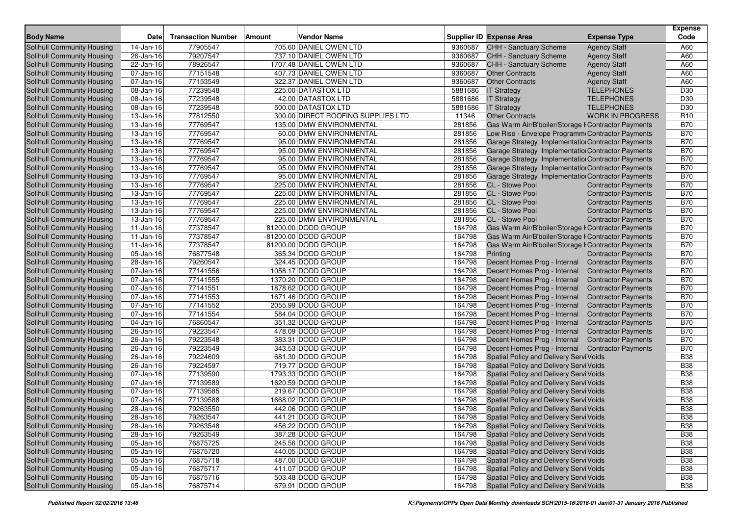| Body Name | Date | Transaction Number | Amount | Vendor Name | Supplier ID | Expense Area | Expense Type | Expense Code |
|---|---|---|---|---|---|---|---|---|
| Solihull Community Housing | 14-Jan-16 | 77905547 | 705.60 | DANIEL OWEN LTD | 9360687 | CHH - Sanctuary Scheme | Agency Staff | A60 |
| Solihull Community Housing | 26-Jan-16 | 79207547 | 737.10 | DANIEL OWEN LTD | 9360687 | CHH - Sanctuary Scheme | Agency Staff | A60 |
| Solihull Community Housing | 22-Jan-16 | 78926547 | 1707.48 | DANIEL OWEN LTD | 9360687 | CHH - Sanctuary Scheme | Agency Staff | A60 |
| Solihull Community Housing | 07-Jan-16 | 77151548 | 407.73 | DANIEL OWEN LTD | 9360687 | Other Contracts | Agency Staff | A60 |
| Solihull Community Housing | 07-Jan-16 | 77153549 | 322.37 | DANIEL OWEN LTD | 9360687 | Other Contracts | Agency Staff | A60 |
| Solihull Community Housing | 08-Jan-16 | 77239548 | 225.00 | DATASTOX LTD | 5881686 | IT Strategy | TELEPHONES | D30 |
| Solihull Community Housing | 08-Jan-16 | 77239548 | 42.00 | DATASTOX LTD | 5881686 | IT Strategy | TELEPHONES | D30 |
| Solihull Community Housing | 08-Jan-16 | 77239548 | 500.00 | DATASTOX LTD | 5881686 | IT Strategy | TELEPHONES | D30 |
| Solihull Community Housing | 13-Jan-16 | 77812550 | 300.00 | DIRECT ROOFING SUPPLIES LTD | 11346 | Other Contracts | WORK IN PROGRESS | R10 |
| Solihull Community Housing | 13-Jan-16 | 77769547 | 135.00 | DMW ENVIRONMENTAL | 281856 | Gas Warm Air/B'boiler/Storage I | Contractor Payments | B70 |
| Solihull Community Housing | 13-Jan-16 | 77769547 | 60.00 | DMW ENVIRONMENTAL | 281856 | Low Rise - Envelope Programm | Contractor Payments | B70 |
| Solihull Community Housing | 13-Jan-16 | 77769547 | 95.00 | DMW ENVIRONMENTAL | 281856 | Garage Strategy Implementatio | Contractor Payments | B70 |
| Solihull Community Housing | 13-Jan-16 | 77769547 | 95.00 | DMW ENVIRONMENTAL | 281856 | Garage Strategy Implementatio | Contractor Payments | B70 |
| Solihull Community Housing | 13-Jan-16 | 77769547 | 95.00 | DMW ENVIRONMENTAL | 281856 | Garage Strategy Implementatio | Contractor Payments | B70 |
| Solihull Community Housing | 13-Jan-16 | 77769547 | 95.00 | DMW ENVIRONMENTAL | 281856 | Garage Strategy Implementatio | Contractor Payments | B70 |
| Solihull Community Housing | 13-Jan-16 | 77769547 | 95.00 | DMW ENVIRONMENTAL | 281856 | Garage Strategy Implementatio | Contractor Payments | B70 |
| Solihull Community Housing | 13-Jan-16 | 77769547 | 225.00 | DMW ENVIRONMENTAL | 281856 | CL - Stowe Pool | Contractor Payments | B70 |
| Solihull Community Housing | 13-Jan-16 | 77769547 | 225.00 | DMW ENVIRONMENTAL | 281856 | CL - Stowe Pool | Contractor Payments | B70 |
| Solihull Community Housing | 13-Jan-16 | 77769547 | 225.00 | DMW ENVIRONMENTAL | 281856 | CL - Stowe Pool | Contractor Payments | B70 |
| Solihull Community Housing | 13-Jan-16 | 77769547 | 225.00 | DMW ENVIRONMENTAL | 281856 | CL - Stowe Pool | Contractor Payments | B70 |
| Solihull Community Housing | 13-Jan-16 | 77769547 | 225.00 | DMW ENVIRONMENTAL | 281856 | CL - Stowe Pool | Contractor Payments | B70 |
| Solihull Community Housing | 11-Jan-16 | 77378547 | 81200.00 | DODD GROUP | 164798 | Gas Warm Air/B'boiler/Storage I | Contractor Payments | B70 |
| Solihull Community Housing | 11-Jan-16 | 77378547 | -81200.00 | DODD GROUP | 164798 | Gas Warm Air/B'boiler/Storage I | Contractor Payments | B70 |
| Solihull Community Housing | 11-Jan-16 | 77378547 | 81200.00 | DODD GROUP | 164798 | Gas Warm Air/B'boiler/Storage I | Contractor Payments | B70 |
| Solihull Community Housing | 05-Jan-16 | 76877548 | 365.34 | DODD GROUP | 164798 | Printing | Contractor Payments | B70 |
| Solihull Community Housing | 28-Jan-16 | 79260547 | 324.45 | DODD GROUP | 164798 | Decent Homes Prog - Internal | Contractor Payments | B70 |
| Solihull Community Housing | 07-Jan-16 | 77141556 | 1058.17 | DODD GROUP | 164798 | Decent Homes Prog - Internal | Contractor Payments | B70 |
| Solihull Community Housing | 07-Jan-16 | 77141555 | 1370.20 | DODD GROUP | 164798 | Decent Homes Prog - Internal | Contractor Payments | B70 |
| Solihull Community Housing | 07-Jan-16 | 77141551 | 1878.62 | DODD GROUP | 164798 | Decent Homes Prog - Internal | Contractor Payments | B70 |
| Solihull Community Housing | 07-Jan-16 | 77141553 | 1671.46 | DODD GROUP | 164798 | Decent Homes Prog - Internal | Contractor Payments | B70 |
| Solihull Community Housing | 07-Jan-16 | 77141552 | 2055.99 | DODD GROUP | 164798 | Decent Homes Prog - Internal | Contractor Payments | B70 |
| Solihull Community Housing | 07-Jan-16 | 77141554 | 584.04 | DODD GROUP | 164798 | Decent Homes Prog - Internal | Contractor Payments | B70 |
| Solihull Community Housing | 04-Jan-16 | 76860547 | 351.32 | DODD GROUP | 164798 | Decent Homes Prog - Internal | Contractor Payments | B70 |
| Solihull Community Housing | 26-Jan-16 | 79223547 | 478.09 | DODD GROUP | 164798 | Decent Homes Prog - Internal | Contractor Payments | B70 |
| Solihull Community Housing | 26-Jan-16 | 79223548 | 383.31 | DODD GROUP | 164798 | Decent Homes Prog - Internal | Contractor Payments | B70 |
| Solihull Community Housing | 26-Jan-16 | 79223549 | 343.53 | DODD GROUP | 164798 | Decent Homes Prog - Internal | Contractor Payments | B70 |
| Solihull Community Housing | 26-Jan-16 | 79224609 | 681.30 | DODD GROUP | 164798 | Spatial Policy and Delivery Servi | Voids | B38 |
| Solihull Community Housing | 26-Jan-16 | 79224597 | 719.77 | DODD GROUP | 164798 | Spatial Policy and Delivery Servi | Voids | B38 |
| Solihull Community Housing | 07-Jan-16 | 77139590 | 1793.33 | DODD GROUP | 164798 | Spatial Policy and Delivery Servi | Voids | B38 |
| Solihull Community Housing | 07-Jan-16 | 77139589 | 1620.59 | DODD GROUP | 164798 | Spatial Policy and Delivery Servi | Voids | B38 |
| Solihull Community Housing | 07-Jan-16 | 77139585 | 219.67 | DODD GROUP | 164798 | Spatial Policy and Delivery Servi | Voids | B38 |
| Solihull Community Housing | 07-Jan-16 | 77139588 | 1668.02 | DODD GROUP | 164798 | Spatial Policy and Delivery Servi | Voids | B38 |
| Solihull Community Housing | 28-Jan-16 | 79263550 | 442.06 | DODD GROUP | 164798 | Spatial Policy and Delivery Servi | Voids | B38 |
| Solihull Community Housing | 28-Jan-16 | 79263547 | 441.21 | DODD GROUP | 164798 | Spatial Policy and Delivery Servi | Voids | B38 |
| Solihull Community Housing | 28-Jan-16 | 79263548 | 456.22 | DODD GROUP | 164798 | Spatial Policy and Delivery Servi | Voids | B38 |
| Solihull Community Housing | 28-Jan-16 | 79263549 | 387.28 | DODD GROUP | 164798 | Spatial Policy and Delivery Servi | Voids | B38 |
| Solihull Community Housing | 05-Jan-16 | 76875725 | 245.56 | DODD GROUP | 164798 | Spatial Policy and Delivery Servi | Voids | B38 |
| Solihull Community Housing | 05-Jan-16 | 76875720 | 440.05 | DODD GROUP | 164798 | Spatial Policy and Delivery Servi | Voids | B38 |
| Solihull Community Housing | 05-Jan-16 | 76875718 | 487.00 | DODD GROUP | 164798 | Spatial Policy and Delivery Servi | Voids | B38 |
| Solihull Community Housing | 05-Jan-16 | 76875717 | 411.07 | DODD GROUP | 164798 | Spatial Policy and Delivery Servi | Voids | B38 |
| Solihull Community Housing | 05-Jan-16 | 76875716 | 503.48 | DODD GROUP | 164798 | Spatial Policy and Delivery Servi | Voids | B38 |
| Solihull Community Housing | 05-Jan-16 | 76875714 | 679.91 | DODD GROUP | 164798 | Spatial Policy and Delivery Servi | Voids | B38 |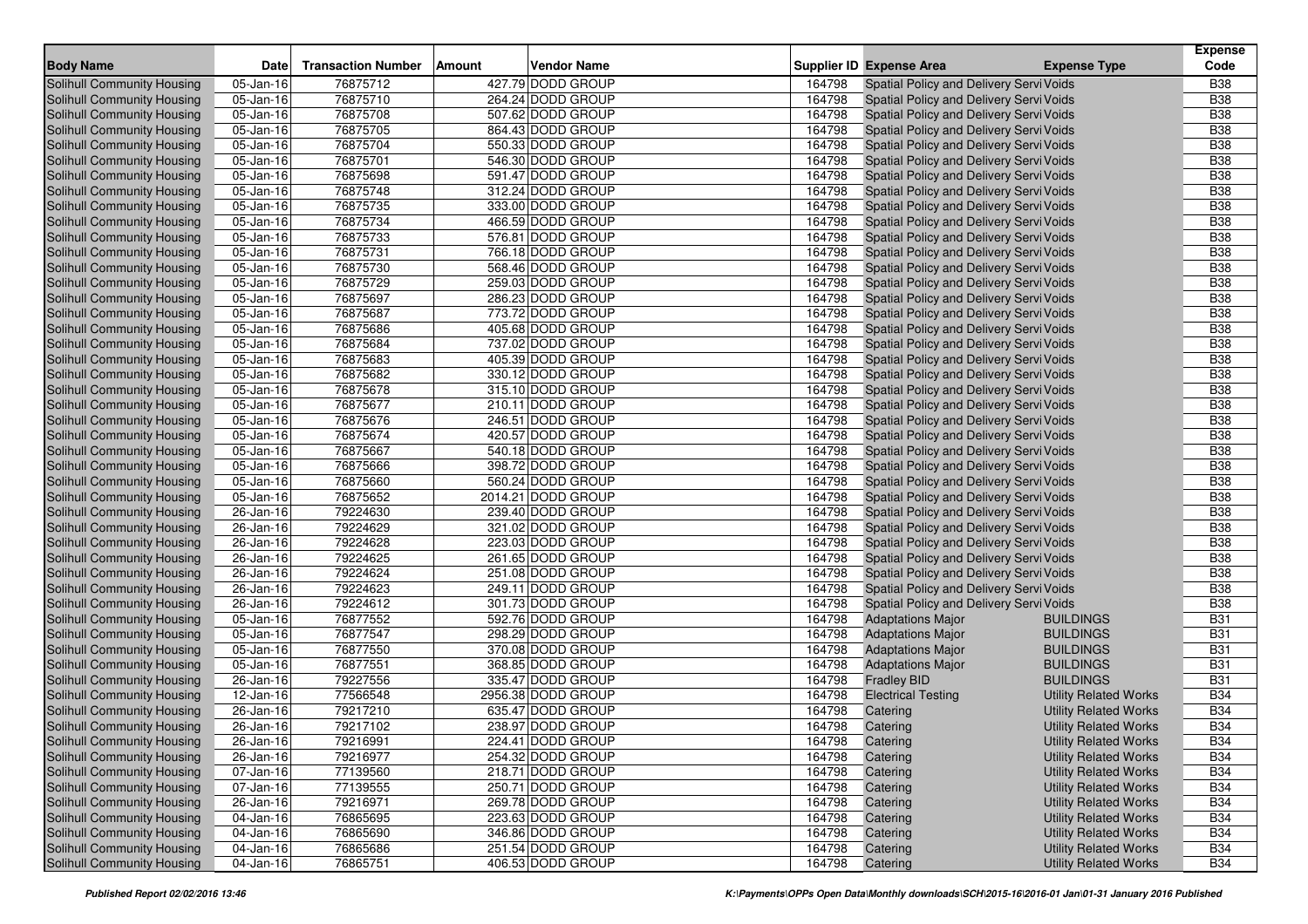| Body Name | Date | Transaction Number | Amount | Vendor Name | Supplier ID | Expense Area | Expense Type | Expense Code |
|---|---|---|---|---|---|---|---|---|
| Solihull Community Housing | 05-Jan-16 | 76875712 | 427.79 | DODD GROUP | 164798 | Spatial Policy and Delivery Servi | Voids | B38 |
| Solihull Community Housing | 05-Jan-16 | 76875710 | 264.24 | DODD GROUP | 164798 | Spatial Policy and Delivery Servi | Voids | B38 |
| Solihull Community Housing | 05-Jan-16 | 76875708 | 507.62 | DODD GROUP | 164798 | Spatial Policy and Delivery Servi | Voids | B38 |
| Solihull Community Housing | 05-Jan-16 | 76875705 | 864.43 | DODD GROUP | 164798 | Spatial Policy and Delivery Servi | Voids | B38 |
| Solihull Community Housing | 05-Jan-16 | 76875704 | 550.33 | DODD GROUP | 164798 | Spatial Policy and Delivery Servi | Voids | B38 |
| Solihull Community Housing | 05-Jan-16 | 76875701 | 546.30 | DODD GROUP | 164798 | Spatial Policy and Delivery Servi | Voids | B38 |
| Solihull Community Housing | 05-Jan-16 | 76875698 | 591.47 | DODD GROUP | 164798 | Spatial Policy and Delivery Servi | Voids | B38 |
| Solihull Community Housing | 05-Jan-16 | 76875748 | 312.24 | DODD GROUP | 164798 | Spatial Policy and Delivery Servi | Voids | B38 |
| Solihull Community Housing | 05-Jan-16 | 76875735 | 333.00 | DODD GROUP | 164798 | Spatial Policy and Delivery Servi | Voids | B38 |
| Solihull Community Housing | 05-Jan-16 | 76875734 | 466.59 | DODD GROUP | 164798 | Spatial Policy and Delivery Servi | Voids | B38 |
| Solihull Community Housing | 05-Jan-16 | 76875733 | 576.81 | DODD GROUP | 164798 | Spatial Policy and Delivery Servi | Voids | B38 |
| Solihull Community Housing | 05-Jan-16 | 76875731 | 766.18 | DODD GROUP | 164798 | Spatial Policy and Delivery Servi | Voids | B38 |
| Solihull Community Housing | 05-Jan-16 | 76875730 | 568.46 | DODD GROUP | 164798 | Spatial Policy and Delivery Servi | Voids | B38 |
| Solihull Community Housing | 05-Jan-16 | 76875729 | 259.03 | DODD GROUP | 164798 | Spatial Policy and Delivery Servi | Voids | B38 |
| Solihull Community Housing | 05-Jan-16 | 76875697 | 286.23 | DODD GROUP | 164798 | Spatial Policy and Delivery Servi | Voids | B38 |
| Solihull Community Housing | 05-Jan-16 | 76875687 | 773.72 | DODD GROUP | 164798 | Spatial Policy and Delivery Servi | Voids | B38 |
| Solihull Community Housing | 05-Jan-16 | 76875686 | 405.68 | DODD GROUP | 164798 | Spatial Policy and Delivery Servi | Voids | B38 |
| Solihull Community Housing | 05-Jan-16 | 76875684 | 737.02 | DODD GROUP | 164798 | Spatial Policy and Delivery Servi | Voids | B38 |
| Solihull Community Housing | 05-Jan-16 | 76875683 | 405.39 | DODD GROUP | 164798 | Spatial Policy and Delivery Servi | Voids | B38 |
| Solihull Community Housing | 05-Jan-16 | 76875682 | 330.12 | DODD GROUP | 164798 | Spatial Policy and Delivery Servi | Voids | B38 |
| Solihull Community Housing | 05-Jan-16 | 76875678 | 315.10 | DODD GROUP | 164798 | Spatial Policy and Delivery Servi | Voids | B38 |
| Solihull Community Housing | 05-Jan-16 | 76875677 | 210.11 | DODD GROUP | 164798 | Spatial Policy and Delivery Servi | Voids | B38 |
| Solihull Community Housing | 05-Jan-16 | 76875676 | 246.51 | DODD GROUP | 164798 | Spatial Policy and Delivery Servi | Voids | B38 |
| Solihull Community Housing | 05-Jan-16 | 76875674 | 420.57 | DODD GROUP | 164798 | Spatial Policy and Delivery Servi | Voids | B38 |
| Solihull Community Housing | 05-Jan-16 | 76875667 | 540.18 | DODD GROUP | 164798 | Spatial Policy and Delivery Servi | Voids | B38 |
| Solihull Community Housing | 05-Jan-16 | 76875666 | 398.72 | DODD GROUP | 164798 | Spatial Policy and Delivery Servi | Voids | B38 |
| Solihull Community Housing | 05-Jan-16 | 76875660 | 560.24 | DODD GROUP | 164798 | Spatial Policy and Delivery Servi | Voids | B38 |
| Solihull Community Housing | 05-Jan-16 | 76875652 | 2014.21 | DODD GROUP | 164798 | Spatial Policy and Delivery Servi | Voids | B38 |
| Solihull Community Housing | 26-Jan-16 | 79224630 | 239.40 | DODD GROUP | 164798 | Spatial Policy and Delivery Servi | Voids | B38 |
| Solihull Community Housing | 26-Jan-16 | 79224629 | 321.02 | DODD GROUP | 164798 | Spatial Policy and Delivery Servi | Voids | B38 |
| Solihull Community Housing | 26-Jan-16 | 79224628 | 223.03 | DODD GROUP | 164798 | Spatial Policy and Delivery Servi | Voids | B38 |
| Solihull Community Housing | 26-Jan-16 | 79224625 | 261.65 | DODD GROUP | 164798 | Spatial Policy and Delivery Servi | Voids | B38 |
| Solihull Community Housing | 26-Jan-16 | 79224624 | 251.08 | DODD GROUP | 164798 | Spatial Policy and Delivery Servi | Voids | B38 |
| Solihull Community Housing | 26-Jan-16 | 79224623 | 249.11 | DODD GROUP | 164798 | Spatial Policy and Delivery Servi | Voids | B38 |
| Solihull Community Housing | 26-Jan-16 | 79224612 | 301.73 | DODD GROUP | 164798 | Spatial Policy and Delivery Servi | Voids | B38 |
| Solihull Community Housing | 05-Jan-16 | 76877552 | 592.76 | DODD GROUP | 164798 | Adaptations Major | BUILDINGS | B31 |
| Solihull Community Housing | 05-Jan-16 | 76877547 | 298.29 | DODD GROUP | 164798 | Adaptations Major | BUILDINGS | B31 |
| Solihull Community Housing | 05-Jan-16 | 76877550 | 370.08 | DODD GROUP | 164798 | Adaptations Major | BUILDINGS | B31 |
| Solihull Community Housing | 05-Jan-16 | 76877551 | 368.85 | DODD GROUP | 164798 | Adaptations Major | BUILDINGS | B31 |
| Solihull Community Housing | 26-Jan-16 | 79227556 | 335.47 | DODD GROUP | 164798 | Fradley BID | BUILDINGS | B31 |
| Solihull Community Housing | 12-Jan-16 | 77566548 | 2956.38 | DODD GROUP | 164798 | Electrical Testing | Utility Related Works | B34 |
| Solihull Community Housing | 26-Jan-16 | 79217210 | 635.47 | DODD GROUP | 164798 | Catering | Utility Related Works | B34 |
| Solihull Community Housing | 26-Jan-16 | 79217102 | 238.97 | DODD GROUP | 164798 | Catering | Utility Related Works | B34 |
| Solihull Community Housing | 26-Jan-16 | 79216991 | 224.41 | DODD GROUP | 164798 | Catering | Utility Related Works | B34 |
| Solihull Community Housing | 26-Jan-16 | 79216977 | 254.32 | DODD GROUP | 164798 | Catering | Utility Related Works | B34 |
| Solihull Community Housing | 07-Jan-16 | 77139560 | 218.71 | DODD GROUP | 164798 | Catering | Utility Related Works | B34 |
| Solihull Community Housing | 07-Jan-16 | 77139555 | 250.71 | DODD GROUP | 164798 | Catering | Utility Related Works | B34 |
| Solihull Community Housing | 26-Jan-16 | 79216971 | 269.78 | DODD GROUP | 164798 | Catering | Utility Related Works | B34 |
| Solihull Community Housing | 04-Jan-16 | 76865695 | 223.63 | DODD GROUP | 164798 | Catering | Utility Related Works | B34 |
| Solihull Community Housing | 04-Jan-16 | 76865690 | 346.86 | DODD GROUP | 164798 | Catering | Utility Related Works | B34 |
| Solihull Community Housing | 04-Jan-16 | 76865686 | 251.54 | DODD GROUP | 164798 | Catering | Utility Related Works | B34 |
| Solihull Community Housing | 04-Jan-16 | 76865751 | 406.53 | DODD GROUP | 164798 | Catering | Utility Related Works | B34 |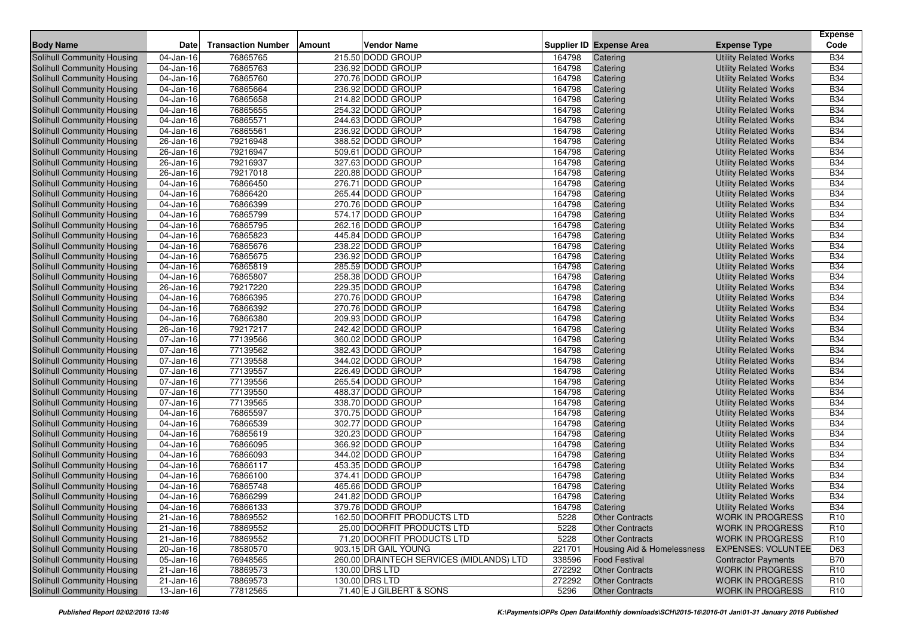| Body Name | Date | Transaction Number | Amount | Vendor Name | Supplier ID | Expense Area | Expense Type | Expense Code |
|---|---|---|---|---|---|---|---|---|
| Solihull Community Housing | 04-Jan-16 | 76865765 | 215.50 | DODD GROUP | 164798 | Catering | Utility Related Works | B34 |
| Solihull Community Housing | 04-Jan-16 | 76865763 | 236.92 | DODD GROUP | 164798 | Catering | Utility Related Works | B34 |
| Solihull Community Housing | 04-Jan-16 | 76865760 | 270.76 | DODD GROUP | 164798 | Catering | Utility Related Works | B34 |
| Solihull Community Housing | 04-Jan-16 | 76865664 | 236.92 | DODD GROUP | 164798 | Catering | Utility Related Works | B34 |
| Solihull Community Housing | 04-Jan-16 | 76865658 | 214.82 | DODD GROUP | 164798 | Catering | Utility Related Works | B34 |
| Solihull Community Housing | 04-Jan-16 | 76865655 | 254.32 | DODD GROUP | 164798 | Catering | Utility Related Works | B34 |
| Solihull Community Housing | 04-Jan-16 | 76865571 | 244.63 | DODD GROUP | 164798 | Catering | Utility Related Works | B34 |
| Solihull Community Housing | 04-Jan-16 | 76865561 | 236.92 | DODD GROUP | 164798 | Catering | Utility Related Works | B34 |
| Solihull Community Housing | 26-Jan-16 | 79216948 | 388.52 | DODD GROUP | 164798 | Catering | Utility Related Works | B34 |
| Solihull Community Housing | 26-Jan-16 | 79216947 | 509.61 | DODD GROUP | 164798 | Catering | Utility Related Works | B34 |
| Solihull Community Housing | 26-Jan-16 | 79216937 | 327.63 | DODD GROUP | 164798 | Catering | Utility Related Works | B34 |
| Solihull Community Housing | 26-Jan-16 | 79217018 | 220.88 | DODD GROUP | 164798 | Catering | Utility Related Works | B34 |
| Solihull Community Housing | 04-Jan-16 | 76866450 | 276.71 | DODD GROUP | 164798 | Catering | Utility Related Works | B34 |
| Solihull Community Housing | 04-Jan-16 | 76866420 | 265.44 | DODD GROUP | 164798 | Catering | Utility Related Works | B34 |
| Solihull Community Housing | 04-Jan-16 | 76866399 | 270.76 | DODD GROUP | 164798 | Catering | Utility Related Works | B34 |
| Solihull Community Housing | 04-Jan-16 | 76865799 | 574.17 | DODD GROUP | 164798 | Catering | Utility Related Works | B34 |
| Solihull Community Housing | 04-Jan-16 | 76865795 | 262.16 | DODD GROUP | 164798 | Catering | Utility Related Works | B34 |
| Solihull Community Housing | 04-Jan-16 | 76865823 | 445.84 | DODD GROUP | 164798 | Catering | Utility Related Works | B34 |
| Solihull Community Housing | 04-Jan-16 | 76865676 | 238.22 | DODD GROUP | 164798 | Catering | Utility Related Works | B34 |
| Solihull Community Housing | 04-Jan-16 | 76865675 | 236.92 | DODD GROUP | 164798 | Catering | Utility Related Works | B34 |
| Solihull Community Housing | 04-Jan-16 | 76865819 | 285.59 | DODD GROUP | 164798 | Catering | Utility Related Works | B34 |
| Solihull Community Housing | 04-Jan-16 | 76865807 | 258.38 | DODD GROUP | 164798 | Catering | Utility Related Works | B34 |
| Solihull Community Housing | 26-Jan-16 | 79217220 | 229.35 | DODD GROUP | 164798 | Catering | Utility Related Works | B34 |
| Solihull Community Housing | 04-Jan-16 | 76866395 | 270.76 | DODD GROUP | 164798 | Catering | Utility Related Works | B34 |
| Solihull Community Housing | 04-Jan-16 | 76866392 | 270.76 | DODD GROUP | 164798 | Catering | Utility Related Works | B34 |
| Solihull Community Housing | 04-Jan-16 | 76866380 | 209.93 | DODD GROUP | 164798 | Catering | Utility Related Works | B34 |
| Solihull Community Housing | 26-Jan-16 | 79217217 | 242.42 | DODD GROUP | 164798 | Catering | Utility Related Works | B34 |
| Solihull Community Housing | 07-Jan-16 | 77139566 | 360.02 | DODD GROUP | 164798 | Catering | Utility Related Works | B34 |
| Solihull Community Housing | 07-Jan-16 | 77139562 | 382.43 | DODD GROUP | 164798 | Catering | Utility Related Works | B34 |
| Solihull Community Housing | 07-Jan-16 | 77139558 | 344.02 | DODD GROUP | 164798 | Catering | Utility Related Works | B34 |
| Solihull Community Housing | 07-Jan-16 | 77139557 | 226.49 | DODD GROUP | 164798 | Catering | Utility Related Works | B34 |
| Solihull Community Housing | 07-Jan-16 | 77139556 | 265.54 | DODD GROUP | 164798 | Catering | Utility Related Works | B34 |
| Solihull Community Housing | 07-Jan-16 | 77139550 | 488.37 | DODD GROUP | 164798 | Catering | Utility Related Works | B34 |
| Solihull Community Housing | 07-Jan-16 | 77139565 | 338.70 | DODD GROUP | 164798 | Catering | Utility Related Works | B34 |
| Solihull Community Housing | 04-Jan-16 | 76865597 | 370.75 | DODD GROUP | 164798 | Catering | Utility Related Works | B34 |
| Solihull Community Housing | 04-Jan-16 | 76866539 | 302.77 | DODD GROUP | 164798 | Catering | Utility Related Works | B34 |
| Solihull Community Housing | 04-Jan-16 | 76865619 | 320.23 | DODD GROUP | 164798 | Catering | Utility Related Works | B34 |
| Solihull Community Housing | 04-Jan-16 | 76866095 | 366.92 | DODD GROUP | 164798 | Catering | Utility Related Works | B34 |
| Solihull Community Housing | 04-Jan-16 | 76866093 | 344.02 | DODD GROUP | 164798 | Catering | Utility Related Works | B34 |
| Solihull Community Housing | 04-Jan-16 | 76866117 | 453.35 | DODD GROUP | 164798 | Catering | Utility Related Works | B34 |
| Solihull Community Housing | 04-Jan-16 | 76866100 | 374.41 | DODD GROUP | 164798 | Catering | Utility Related Works | B34 |
| Solihull Community Housing | 04-Jan-16 | 76865748 | 465.66 | DODD GROUP | 164798 | Catering | Utility Related Works | B34 |
| Solihull Community Housing | 04-Jan-16 | 76866299 | 241.82 | DODD GROUP | 164798 | Catering | Utility Related Works | B34 |
| Solihull Community Housing | 04-Jan-16 | 76866133 | 379.76 | DODD GROUP | 164798 | Catering | Utility Related Works | B34 |
| Solihull Community Housing | 21-Jan-16 | 78869552 | 162.50 | DOORFIT PRODUCTS LTD | 5228 | Other Contracts | WORK IN PROGRESS | R10 |
| Solihull Community Housing | 21-Jan-16 | 78869552 | 25.00 | DOORFIT PRODUCTS LTD | 5228 | Other Contracts | WORK IN PROGRESS | R10 |
| Solihull Community Housing | 21-Jan-16 | 78869552 | 71.20 | DOORFIT PRODUCTS LTD | 5228 | Other Contracts | WORK IN PROGRESS | R10 |
| Solihull Community Housing | 20-Jan-16 | 78580570 | 903.15 | DR GAIL YOUNG | 221701 | Housing Aid & Homelessness | EXPENSES: VOLUNTEE | D63 |
| Solihull Community Housing | 05-Jan-16 | 76948565 | 260.00 | DRAINTECH SERVICES (MIDLANDS) LTD | 338596 | Food Festival | Contractor Payments | B70 |
| Solihull Community Housing | 21-Jan-16 | 78869573 | 130.00 | DRS LTD | 272292 | Other Contracts | WORK IN PROGRESS | R10 |
| Solihull Community Housing | 21-Jan-16 | 78869573 | 130.00 | DRS LTD | 272292 | Other Contracts | WORK IN PROGRESS | R10 |
| Solihull Community Housing | 13-Jan-16 | 77812565 | 71.40 | E J GILBERT & SONS | 5296 | Other Contracts | WORK IN PROGRESS | R10 |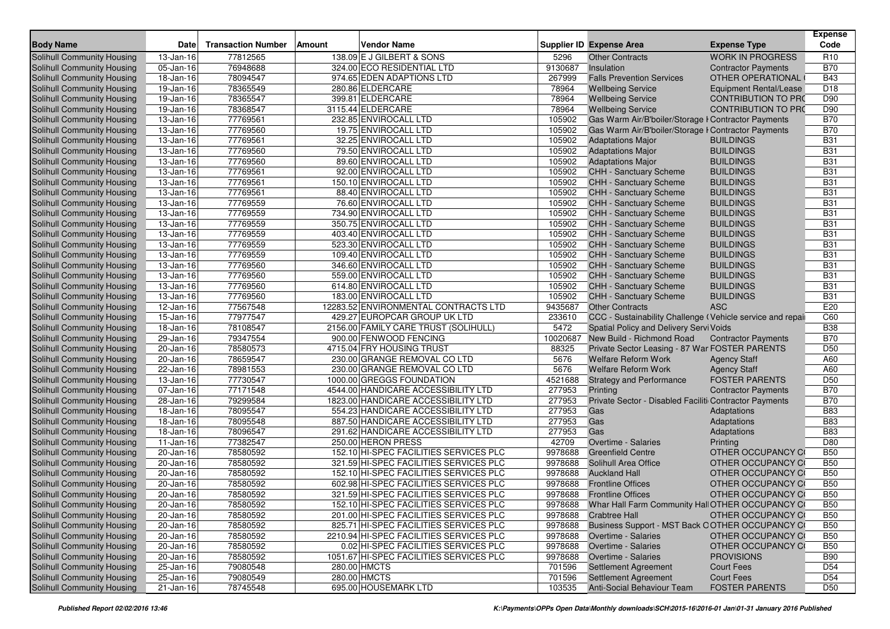| Body Name | Date | Transaction Number | Amount | Vendor Name | Supplier ID | Expense Area | Expense Type | Expense Code |
|---|---|---|---|---|---|---|---|---|
| Solihull Community Housing | 13-Jan-16 | 77812565 | 138.09 | E J GILBERT & SONS | 5296 | Other Contracts | WORK IN PROGRESS | R10 |
| Solihull Community Housing | 05-Jan-16 | 76948688 | 324.00 | ECO RESIDENTIAL LTD | 9130687 | Insulation | Contractor Payments | B70 |
| Solihull Community Housing | 18-Jan-16 | 78094547 | 974.65 | EDEN ADAPTIONS LTD | 267999 | Falls Prevention Services | OTHER OPERATIONAL ( | B43 |
| Solihull Community Housing | 19-Jan-16 | 78365549 | 280.86 | ELDERCARE | 78964 | Wellbeing Service | Equipment Rental/Lease | D18 |
| Solihull Community Housing | 19-Jan-16 | 78365547 | 399.81 | ELDERCARE | 78964 | Wellbeing Service | CONTRIBUTION TO PRO | D90 |
| Solihull Community Housing | 19-Jan-16 | 78368547 | 3115.44 | ELDERCARE | 78964 | Wellbeing Service | CONTRIBUTION TO PRO | D90 |
| Solihull Community Housing | 13-Jan-16 | 77769561 | 232.85 | ENVIROCALL LTD | 105902 | Gas Warm Air/B'boiler/Storage H | Contractor Payments | B70 |
| Solihull Community Housing | 13-Jan-16 | 77769560 | 19.75 | ENVIROCALL LTD | 105902 | Gas Warm Air/B'boiler/Storage H | Contractor Payments | B70 |
| Solihull Community Housing | 13-Jan-16 | 77769561 | 32.25 | ENVIROCALL LTD | 105902 | Adaptations Major | BUILDINGS | B31 |
| Solihull Community Housing | 13-Jan-16 | 77769560 | 79.50 | ENVIROCALL LTD | 105902 | Adaptations Major | BUILDINGS | B31 |
| Solihull Community Housing | 13-Jan-16 | 77769560 | 89.60 | ENVIROCALL LTD | 105902 | Adaptations Major | BUILDINGS | B31 |
| Solihull Community Housing | 13-Jan-16 | 77769561 | 92.00 | ENVIROCALL LTD | 105902 | CHH - Sanctuary Scheme | BUILDINGS | B31 |
| Solihull Community Housing | 13-Jan-16 | 77769561 | 150.10 | ENVIROCALL LTD | 105902 | CHH - Sanctuary Scheme | BUILDINGS | B31 |
| Solihull Community Housing | 13-Jan-16 | 77769561 | 88.40 | ENVIROCALL LTD | 105902 | CHH - Sanctuary Scheme | BUILDINGS | B31 |
| Solihull Community Housing | 13-Jan-16 | 77769559 | 76.60 | ENVIROCALL LTD | 105902 | CHH - Sanctuary Scheme | BUILDINGS | B31 |
| Solihull Community Housing | 13-Jan-16 | 77769559 | 734.90 | ENVIROCALL LTD | 105902 | CHH - Sanctuary Scheme | BUILDINGS | B31 |
| Solihull Community Housing | 13-Jan-16 | 77769559 | 350.75 | ENVIROCALL LTD | 105902 | CHH - Sanctuary Scheme | BUILDINGS | B31 |
| Solihull Community Housing | 13-Jan-16 | 77769559 | 403.40 | ENVIROCALL LTD | 105902 | CHH - Sanctuary Scheme | BUILDINGS | B31 |
| Solihull Community Housing | 13-Jan-16 | 77769559 | 523.30 | ENVIROCALL LTD | 105902 | CHH - Sanctuary Scheme | BUILDINGS | B31 |
| Solihull Community Housing | 13-Jan-16 | 77769559 | 109.40 | ENVIROCALL LTD | 105902 | CHH - Sanctuary Scheme | BUILDINGS | B31 |
| Solihull Community Housing | 13-Jan-16 | 77769560 | 346.60 | ENVIROCALL LTD | 105902 | CHH - Sanctuary Scheme | BUILDINGS | B31 |
| Solihull Community Housing | 13-Jan-16 | 77769560 | 559.00 | ENVIROCALL LTD | 105902 | CHH - Sanctuary Scheme | BUILDINGS | B31 |
| Solihull Community Housing | 13-Jan-16 | 77769560 | 614.80 | ENVIROCALL LTD | 105902 | CHH - Sanctuary Scheme | BUILDINGS | B31 |
| Solihull Community Housing | 13-Jan-16 | 77769560 | 183.00 | ENVIROCALL LTD | 105902 | CHH - Sanctuary Scheme | BUILDINGS | B31 |
| Solihull Community Housing | 12-Jan-16 | 77567548 | 12283.52 | ENVIRONMENTAL CONTRACTS LTD | 9435687 | Other Contracts | ASC | E20 |
| Solihull Community Housing | 15-Jan-16 | 77977547 | 429.27 | EUROPCAR GROUP UK LTD | 233610 | CCC - Sustainability Challenge ( | Vehicle service and repai | C60 |
| Solihull Community Housing | 18-Jan-16 | 78108547 | 2156.00 | FAMILY CARE TRUST (SOLIHULL) | 5472 | Spatial Policy and Delivery Servi | Voids | B38 |
| Solihull Community Housing | 29-Jan-16 | 79347554 | 900.00 | FENWOOD FENCING | 10020687 | New Build - Richmond Road | Contractor Payments | B70 |
| Solihull Community Housing | 20-Jan-16 | 78580573 | 4715.04 | FRY HOUSING TRUST | 88325 | Private Sector Leasing - 87 War | FOSTER PARENTS | D50 |
| Solihull Community Housing | 20-Jan-16 | 78659547 | 230.00 | GRANGE REMOVAL CO LTD | 5676 | Welfare Reform Work | Agency Staff | A60 |
| Solihull Community Housing | 22-Jan-16 | 78981553 | 230.00 | GRANGE REMOVAL CO LTD | 5676 | Welfare Reform Work | Agency Staff | A60 |
| Solihull Community Housing | 13-Jan-16 | 77730547 | 1000.00 | GREGGS FOUNDATION | 4521688 | Strategy and Performance | FOSTER PARENTS | D50 |
| Solihull Community Housing | 07-Jan-16 | 77171548 | 4544.00 | HANDICARE ACCESSIBILITY LTD | 277953 | Printing | Contractor Payments | B70 |
| Solihull Community Housing | 28-Jan-16 | 79299584 | 1823.00 | HANDICARE ACCESSIBILITY LTD | 277953 | Private Sector - Disabled Faciliti | Contractor Payments | B70 |
| Solihull Community Housing | 18-Jan-16 | 78095547 | 554.23 | HANDICARE ACCESSIBILITY LTD | 277953 | Gas | Adaptations | B83 |
| Solihull Community Housing | 18-Jan-16 | 78095548 | 887.50 | HANDICARE ACCESSIBILITY LTD | 277953 | Gas | Adaptations | B83 |
| Solihull Community Housing | 18-Jan-16 | 78096547 | 291.62 | HANDICARE ACCESSIBILITY LTD | 277953 | Gas | Adaptations | B83 |
| Solihull Community Housing | 11-Jan-16 | 77382547 | 250.00 | HERON PRESS | 42709 | Overtime - Salaries | Printing | D80 |
| Solihull Community Housing | 20-Jan-16 | 78580592 | 152.10 | HI-SPEC FACILITIES SERVICES PLC | 9978688 | Greenfield Centre | OTHER OCCUPANCY C( | B50 |
| Solihull Community Housing | 20-Jan-16 | 78580592 | 321.59 | HI-SPEC FACILITIES SERVICES PLC | 9978688 | Solihull Area Office | OTHER OCCUPANCY C( | B50 |
| Solihull Community Housing | 20-Jan-16 | 78580592 | 152.10 | HI-SPEC FACILITIES SERVICES PLC | 9978688 | Auckland Hall | OTHER OCCUPANCY C( | B50 |
| Solihull Community Housing | 20-Jan-16 | 78580592 | 602.98 | HI-SPEC FACILITIES SERVICES PLC | 9978688 | Frontline Offices | OTHER OCCUPANCY C( | B50 |
| Solihull Community Housing | 20-Jan-16 | 78580592 | 321.59 | HI-SPEC FACILITIES SERVICES PLC | 9978688 | Frontline Offices | OTHER OCCUPANCY C( | B50 |
| Solihull Community Housing | 20-Jan-16 | 78580592 | 152.10 | HI-SPEC FACILITIES SERVICES PLC | 9978688 | Whar Hall Farm Community Hall | OTHER OCCUPANCY C( | B50 |
| Solihull Community Housing | 20-Jan-16 | 78580592 | 201.00 | HI-SPEC FACILITIES SERVICES PLC | 9978688 | Crabtree Hall | OTHER OCCUPANCY C( | B50 |
| Solihull Community Housing | 20-Jan-16 | 78580592 | 825.71 | HI-SPEC FACILITIES SERVICES PLC | 9978688 | Business Support - MST Back O | OTHER OCCUPANCY C( | B50 |
| Solihull Community Housing | 20-Jan-16 | 78580592 | 2210.94 | HI-SPEC FACILITIES SERVICES PLC | 9978688 | Overtime - Salaries | OTHER OCCUPANCY C( | B50 |
| Solihull Community Housing | 20-Jan-16 | 78580592 | 0.02 | HI-SPEC FACILITIES SERVICES PLC | 9978688 | Overtime - Salaries | OTHER OCCUPANCY C( | B50 |
| Solihull Community Housing | 20-Jan-16 | 78580592 | 1051.67 | HI-SPEC FACILITIES SERVICES PLC | 9978688 | Overtime - Salaries | PROVISIONS | B90 |
| Solihull Community Housing | 25-Jan-16 | 79080548 | 280.00 | HMCTS | 701596 | Settlement Agreement | Court Fees | D54 |
| Solihull Community Housing | 25-Jan-16 | 79080549 | 280.00 | HMCTS | 701596 | Settlement Agreement | Court Fees | D54 |
| Solihull Community Housing | 21-Jan-16 | 78745548 | 695.00 | HOUSEMARK LTD | 103535 | Anti-Social Behaviour Team | FOSTER PARENTS | D50 |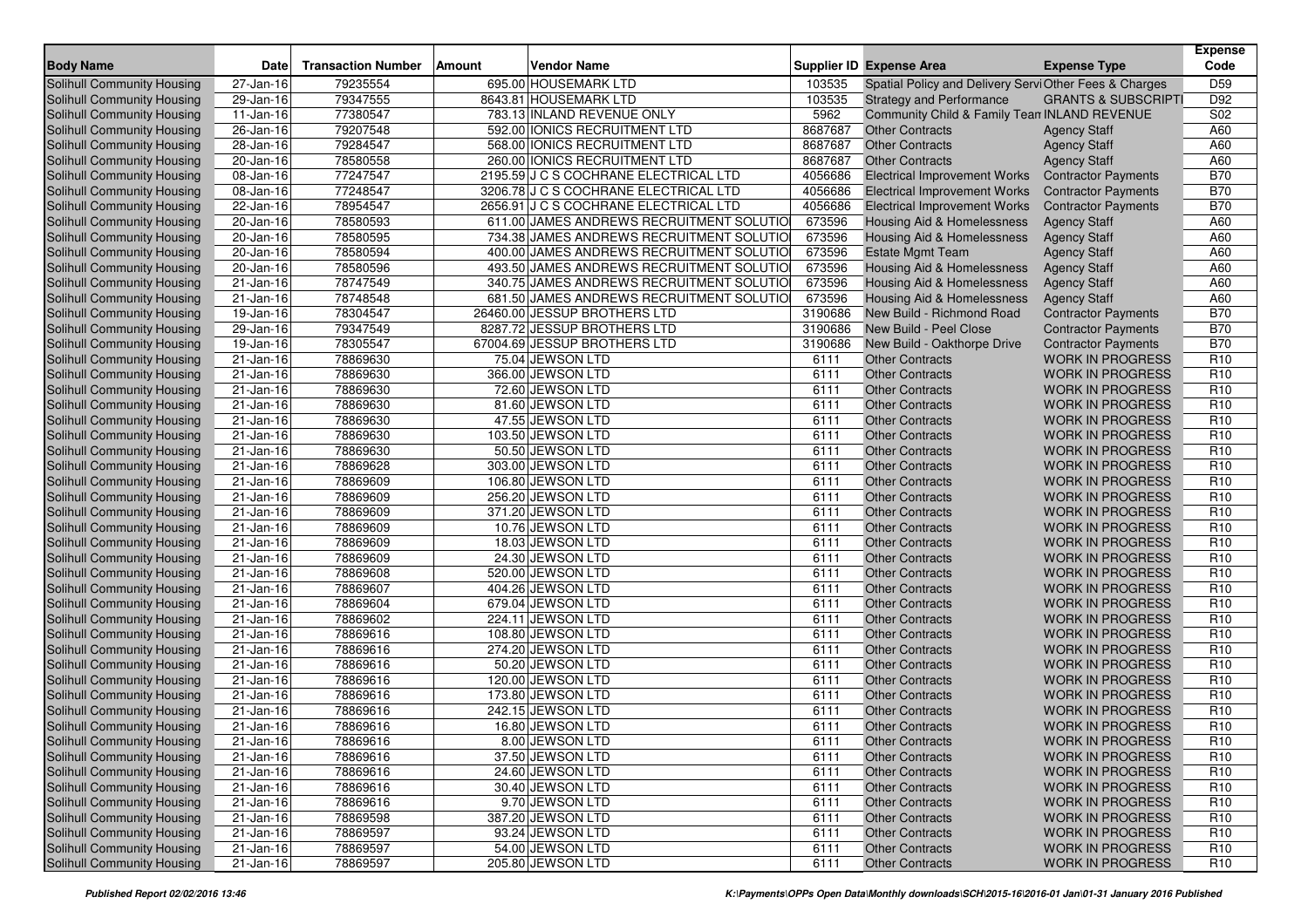| Body Name | Date | Transaction Number | Amount | Vendor Name | Supplier ID | Expense Area | Expense Type | Expense Code |
|---|---|---|---|---|---|---|---|---|
| Solihull Community Housing | 27-Jan-16 | 79235554 | 695.00 | HOUSEMARK LTD | 103535 | Spatial Policy and Delivery Servi | Other Fees & Charges | D59 |
| Solihull Community Housing | 29-Jan-16 | 79347555 | 8643.81 | HOUSEMARK LTD | 103535 | Strategy and Performance | GRANTS & SUBSCRIPTI | D92 |
| Solihull Community Housing | 11-Jan-16 | 77380547 | 783.13 | INLAND REVENUE ONLY | 5962 | Community Child & Family Tean | INLAND REVENUE | S02 |
| Solihull Community Housing | 26-Jan-16 | 79207548 | 592.00 | IONICS RECRUITMENT LTD | 8687687 | Other Contracts | Agency Staff | A60 |
| Solihull Community Housing | 28-Jan-16 | 79284547 | 568.00 | IONICS RECRUITMENT LTD | 8687687 | Other Contracts | Agency Staff | A60 |
| Solihull Community Housing | 20-Jan-16 | 78580558 | 260.00 | IONICS RECRUITMENT LTD | 8687687 | Other Contracts | Agency Staff | A60 |
| Solihull Community Housing | 08-Jan-16 | 77247547 | 2195.59 | J C S COCHRANE ELECTRICAL LTD | 4056686 | Electrical Improvement Works | Contractor Payments | B70 |
| Solihull Community Housing | 08-Jan-16 | 77248547 | 3206.78 | J C S COCHRANE ELECTRICAL LTD | 4056686 | Electrical Improvement Works | Contractor Payments | B70 |
| Solihull Community Housing | 22-Jan-16 | 78954547 | 2656.91 | J C S COCHRANE ELECTRICAL LTD | 4056686 | Electrical Improvement Works | Contractor Payments | B70 |
| Solihull Community Housing | 20-Jan-16 | 78580593 | 611.00 | JAMES ANDREWS RECRUITMENT SOLUTIO | 673596 | Housing Aid & Homelessness | Agency Staff | A60 |
| Solihull Community Housing | 20-Jan-16 | 78580595 | 734.38 | JAMES ANDREWS RECRUITMENT SOLUTIO | 673596 | Housing Aid & Homelessness | Agency Staff | A60 |
| Solihull Community Housing | 20-Jan-16 | 78580594 | 400.00 | JAMES ANDREWS RECRUITMENT SOLUTIO | 673596 | Estate Mgmt Team | Agency Staff | A60 |
| Solihull Community Housing | 20-Jan-16 | 78580596 | 493.50 | JAMES ANDREWS RECRUITMENT SOLUTIO | 673596 | Housing Aid & Homelessness | Agency Staff | A60 |
| Solihull Community Housing | 21-Jan-16 | 78747549 | 340.75 | JAMES ANDREWS RECRUITMENT SOLUTIO | 673596 | Housing Aid & Homelessness | Agency Staff | A60 |
| Solihull Community Housing | 21-Jan-16 | 78748548 | 681.50 | JAMES ANDREWS RECRUITMENT SOLUTIO | 673596 | Housing Aid & Homelessness | Agency Staff | A60 |
| Solihull Community Housing | 19-Jan-16 | 78304547 | 26460.00 | JESSUP BROTHERS LTD | 3190686 | New Build - Richmond Road | Contractor Payments | B70 |
| Solihull Community Housing | 29-Jan-16 | 79347549 | 8287.72 | JESSUP BROTHERS LTD | 3190686 | New Build - Peel Close | Contractor Payments | B70 |
| Solihull Community Housing | 19-Jan-16 | 78305547 | 67004.69 | JESSUP BROTHERS LTD | 3190686 | New Build - Oakthorpe Drive | Contractor Payments | B70 |
| Solihull Community Housing | 21-Jan-16 | 78869630 | 75.04 | JEWSON LTD | 6111 | Other Contracts | WORK IN PROGRESS | R10 |
| Solihull Community Housing | 21-Jan-16 | 78869630 | 366.00 | JEWSON LTD | 6111 | Other Contracts | WORK IN PROGRESS | R10 |
| Solihull Community Housing | 21-Jan-16 | 78869630 | 72.60 | JEWSON LTD | 6111 | Other Contracts | WORK IN PROGRESS | R10 |
| Solihull Community Housing | 21-Jan-16 | 78869630 | 81.60 | JEWSON LTD | 6111 | Other Contracts | WORK IN PROGRESS | R10 |
| Solihull Community Housing | 21-Jan-16 | 78869630 | 47.55 | JEWSON LTD | 6111 | Other Contracts | WORK IN PROGRESS | R10 |
| Solihull Community Housing | 21-Jan-16 | 78869630 | 103.50 | JEWSON LTD | 6111 | Other Contracts | WORK IN PROGRESS | R10 |
| Solihull Community Housing | 21-Jan-16 | 78869630 | 50.50 | JEWSON LTD | 6111 | Other Contracts | WORK IN PROGRESS | R10 |
| Solihull Community Housing | 21-Jan-16 | 78869628 | 303.00 | JEWSON LTD | 6111 | Other Contracts | WORK IN PROGRESS | R10 |
| Solihull Community Housing | 21-Jan-16 | 78869609 | 106.80 | JEWSON LTD | 6111 | Other Contracts | WORK IN PROGRESS | R10 |
| Solihull Community Housing | 21-Jan-16 | 78869609 | 256.20 | JEWSON LTD | 6111 | Other Contracts | WORK IN PROGRESS | R10 |
| Solihull Community Housing | 21-Jan-16 | 78869609 | 371.20 | JEWSON LTD | 6111 | Other Contracts | WORK IN PROGRESS | R10 |
| Solihull Community Housing | 21-Jan-16 | 78869609 | 10.76 | JEWSON LTD | 6111 | Other Contracts | WORK IN PROGRESS | R10 |
| Solihull Community Housing | 21-Jan-16 | 78869609 | 18.03 | JEWSON LTD | 6111 | Other Contracts | WORK IN PROGRESS | R10 |
| Solihull Community Housing | 21-Jan-16 | 78869609 | 24.30 | JEWSON LTD | 6111 | Other Contracts | WORK IN PROGRESS | R10 |
| Solihull Community Housing | 21-Jan-16 | 78869608 | 520.00 | JEWSON LTD | 6111 | Other Contracts | WORK IN PROGRESS | R10 |
| Solihull Community Housing | 21-Jan-16 | 78869607 | 404.26 | JEWSON LTD | 6111 | Other Contracts | WORK IN PROGRESS | R10 |
| Solihull Community Housing | 21-Jan-16 | 78869604 | 679.04 | JEWSON LTD | 6111 | Other Contracts | WORK IN PROGRESS | R10 |
| Solihull Community Housing | 21-Jan-16 | 78869602 | 224.11 | JEWSON LTD | 6111 | Other Contracts | WORK IN PROGRESS | R10 |
| Solihull Community Housing | 21-Jan-16 | 78869616 | 108.80 | JEWSON LTD | 6111 | Other Contracts | WORK IN PROGRESS | R10 |
| Solihull Community Housing | 21-Jan-16 | 78869616 | 274.20 | JEWSON LTD | 6111 | Other Contracts | WORK IN PROGRESS | R10 |
| Solihull Community Housing | 21-Jan-16 | 78869616 | 50.20 | JEWSON LTD | 6111 | Other Contracts | WORK IN PROGRESS | R10 |
| Solihull Community Housing | 21-Jan-16 | 78869616 | 120.00 | JEWSON LTD | 6111 | Other Contracts | WORK IN PROGRESS | R10 |
| Solihull Community Housing | 21-Jan-16 | 78869616 | 173.80 | JEWSON LTD | 6111 | Other Contracts | WORK IN PROGRESS | R10 |
| Solihull Community Housing | 21-Jan-16 | 78869616 | 242.15 | JEWSON LTD | 6111 | Other Contracts | WORK IN PROGRESS | R10 |
| Solihull Community Housing | 21-Jan-16 | 78869616 | 16.80 | JEWSON LTD | 6111 | Other Contracts | WORK IN PROGRESS | R10 |
| Solihull Community Housing | 21-Jan-16 | 78869616 | 8.00 | JEWSON LTD | 6111 | Other Contracts | WORK IN PROGRESS | R10 |
| Solihull Community Housing | 21-Jan-16 | 78869616 | 37.50 | JEWSON LTD | 6111 | Other Contracts | WORK IN PROGRESS | R10 |
| Solihull Community Housing | 21-Jan-16 | 78869616 | 24.60 | JEWSON LTD | 6111 | Other Contracts | WORK IN PROGRESS | R10 |
| Solihull Community Housing | 21-Jan-16 | 78869616 | 30.40 | JEWSON LTD | 6111 | Other Contracts | WORK IN PROGRESS | R10 |
| Solihull Community Housing | 21-Jan-16 | 78869616 | 9.70 | JEWSON LTD | 6111 | Other Contracts | WORK IN PROGRESS | R10 |
| Solihull Community Housing | 21-Jan-16 | 78869598 | 387.20 | JEWSON LTD | 6111 | Other Contracts | WORK IN PROGRESS | R10 |
| Solihull Community Housing | 21-Jan-16 | 78869597 | 93.24 | JEWSON LTD | 6111 | Other Contracts | WORK IN PROGRESS | R10 |
| Solihull Community Housing | 21-Jan-16 | 78869597 | 54.00 | JEWSON LTD | 6111 | Other Contracts | WORK IN PROGRESS | R10 |
| Solihull Community Housing | 21-Jan-16 | 78869597 | 205.80 | JEWSON LTD | 6111 | Other Contracts | WORK IN PROGRESS | R10 |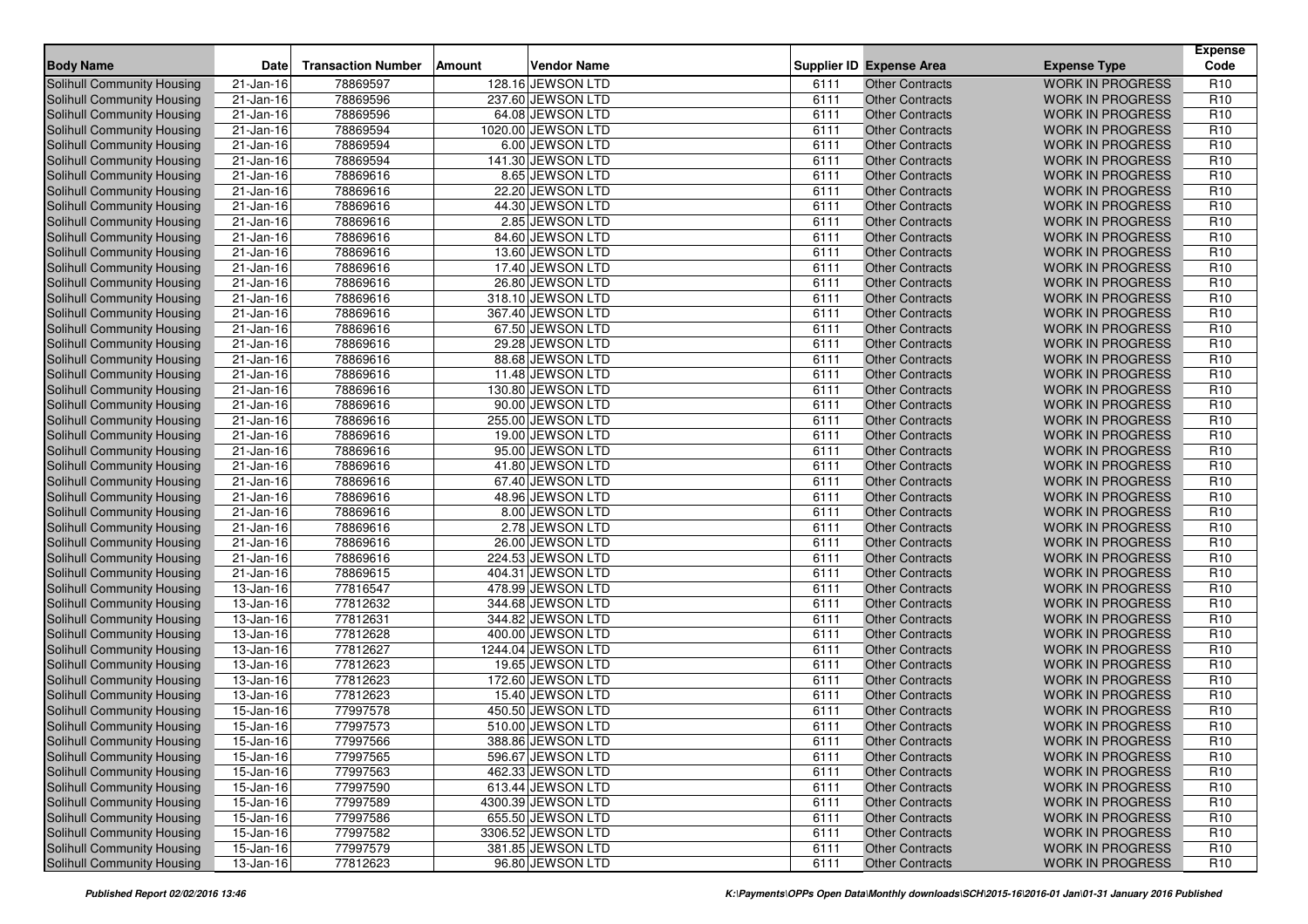| Body Name | Date | Transaction Number | Amount | Vendor Name | Supplier ID | Expense Area | Expense Type | Expense Code |
|---|---|---|---|---|---|---|---|---|
| Solihull Community Housing | 21-Jan-16 | 78869597 | 128.16 | JEWSON LTD | 6111 | Other Contracts | WORK IN PROGRESS | R10 |
| Solihull Community Housing | 21-Jan-16 | 78869596 | 237.60 | JEWSON LTD | 6111 | Other Contracts | WORK IN PROGRESS | R10 |
| Solihull Community Housing | 21-Jan-16 | 78869596 | 64.08 | JEWSON LTD | 6111 | Other Contracts | WORK IN PROGRESS | R10 |
| Solihull Community Housing | 21-Jan-16 | 78869594 | 1020.00 | JEWSON LTD | 6111 | Other Contracts | WORK IN PROGRESS | R10 |
| Solihull Community Housing | 21-Jan-16 | 78869594 | 6.00 | JEWSON LTD | 6111 | Other Contracts | WORK IN PROGRESS | R10 |
| Solihull Community Housing | 21-Jan-16 | 78869594 | 141.30 | JEWSON LTD | 6111 | Other Contracts | WORK IN PROGRESS | R10 |
| Solihull Community Housing | 21-Jan-16 | 78869616 | 8.65 | JEWSON LTD | 6111 | Other Contracts | WORK IN PROGRESS | R10 |
| Solihull Community Housing | 21-Jan-16 | 78869616 | 22.20 | JEWSON LTD | 6111 | Other Contracts | WORK IN PROGRESS | R10 |
| Solihull Community Housing | 21-Jan-16 | 78869616 | 44.30 | JEWSON LTD | 6111 | Other Contracts | WORK IN PROGRESS | R10 |
| Solihull Community Housing | 21-Jan-16 | 78869616 | 2.85 | JEWSON LTD | 6111 | Other Contracts | WORK IN PROGRESS | R10 |
| Solihull Community Housing | 21-Jan-16 | 78869616 | 84.60 | JEWSON LTD | 6111 | Other Contracts | WORK IN PROGRESS | R10 |
| Solihull Community Housing | 21-Jan-16 | 78869616 | 13.60 | JEWSON LTD | 6111 | Other Contracts | WORK IN PROGRESS | R10 |
| Solihull Community Housing | 21-Jan-16 | 78869616 | 17.40 | JEWSON LTD | 6111 | Other Contracts | WORK IN PROGRESS | R10 |
| Solihull Community Housing | 21-Jan-16 | 78869616 | 26.80 | JEWSON LTD | 6111 | Other Contracts | WORK IN PROGRESS | R10 |
| Solihull Community Housing | 21-Jan-16 | 78869616 | 318.10 | JEWSON LTD | 6111 | Other Contracts | WORK IN PROGRESS | R10 |
| Solihull Community Housing | 21-Jan-16 | 78869616 | 367.40 | JEWSON LTD | 6111 | Other Contracts | WORK IN PROGRESS | R10 |
| Solihull Community Housing | 21-Jan-16 | 78869616 | 67.50 | JEWSON LTD | 6111 | Other Contracts | WORK IN PROGRESS | R10 |
| Solihull Community Housing | 21-Jan-16 | 78869616 | 29.28 | JEWSON LTD | 6111 | Other Contracts | WORK IN PROGRESS | R10 |
| Solihull Community Housing | 21-Jan-16 | 78869616 | 88.68 | JEWSON LTD | 6111 | Other Contracts | WORK IN PROGRESS | R10 |
| Solihull Community Housing | 21-Jan-16 | 78869616 | 11.48 | JEWSON LTD | 6111 | Other Contracts | WORK IN PROGRESS | R10 |
| Solihull Community Housing | 21-Jan-16 | 78869616 | 130.80 | JEWSON LTD | 6111 | Other Contracts | WORK IN PROGRESS | R10 |
| Solihull Community Housing | 21-Jan-16 | 78869616 | 90.00 | JEWSON LTD | 6111 | Other Contracts | WORK IN PROGRESS | R10 |
| Solihull Community Housing | 21-Jan-16 | 78869616 | 255.00 | JEWSON LTD | 6111 | Other Contracts | WORK IN PROGRESS | R10 |
| Solihull Community Housing | 21-Jan-16 | 78869616 | 19.00 | JEWSON LTD | 6111 | Other Contracts | WORK IN PROGRESS | R10 |
| Solihull Community Housing | 21-Jan-16 | 78869616 | 95.00 | JEWSON LTD | 6111 | Other Contracts | WORK IN PROGRESS | R10 |
| Solihull Community Housing | 21-Jan-16 | 78869616 | 41.80 | JEWSON LTD | 6111 | Other Contracts | WORK IN PROGRESS | R10 |
| Solihull Community Housing | 21-Jan-16 | 78869616 | 67.40 | JEWSON LTD | 6111 | Other Contracts | WORK IN PROGRESS | R10 |
| Solihull Community Housing | 21-Jan-16 | 78869616 | 48.96 | JEWSON LTD | 6111 | Other Contracts | WORK IN PROGRESS | R10 |
| Solihull Community Housing | 21-Jan-16 | 78869616 | 8.00 | JEWSON LTD | 6111 | Other Contracts | WORK IN PROGRESS | R10 |
| Solihull Community Housing | 21-Jan-16 | 78869616 | 2.78 | JEWSON LTD | 6111 | Other Contracts | WORK IN PROGRESS | R10 |
| Solihull Community Housing | 21-Jan-16 | 78869616 | 26.00 | JEWSON LTD | 6111 | Other Contracts | WORK IN PROGRESS | R10 |
| Solihull Community Housing | 21-Jan-16 | 78869616 | 224.53 | JEWSON LTD | 6111 | Other Contracts | WORK IN PROGRESS | R10 |
| Solihull Community Housing | 21-Jan-16 | 78869615 | 404.31 | JEWSON LTD | 6111 | Other Contracts | WORK IN PROGRESS | R10 |
| Solihull Community Housing | 13-Jan-16 | 77816547 | 478.99 | JEWSON LTD | 6111 | Other Contracts | WORK IN PROGRESS | R10 |
| Solihull Community Housing | 13-Jan-16 | 77812632 | 344.68 | JEWSON LTD | 6111 | Other Contracts | WORK IN PROGRESS | R10 |
| Solihull Community Housing | 13-Jan-16 | 77812631 | 344.82 | JEWSON LTD | 6111 | Other Contracts | WORK IN PROGRESS | R10 |
| Solihull Community Housing | 13-Jan-16 | 77812628 | 400.00 | JEWSON LTD | 6111 | Other Contracts | WORK IN PROGRESS | R10 |
| Solihull Community Housing | 13-Jan-16 | 77812627 | 1244.04 | JEWSON LTD | 6111 | Other Contracts | WORK IN PROGRESS | R10 |
| Solihull Community Housing | 13-Jan-16 | 77812623 | 19.65 | JEWSON LTD | 6111 | Other Contracts | WORK IN PROGRESS | R10 |
| Solihull Community Housing | 13-Jan-16 | 77812623 | 172.60 | JEWSON LTD | 6111 | Other Contracts | WORK IN PROGRESS | R10 |
| Solihull Community Housing | 13-Jan-16 | 77812623 | 15.40 | JEWSON LTD | 6111 | Other Contracts | WORK IN PROGRESS | R10 |
| Solihull Community Housing | 15-Jan-16 | 77997578 | 450.50 | JEWSON LTD | 6111 | Other Contracts | WORK IN PROGRESS | R10 |
| Solihull Community Housing | 15-Jan-16 | 77997573 | 510.00 | JEWSON LTD | 6111 | Other Contracts | WORK IN PROGRESS | R10 |
| Solihull Community Housing | 15-Jan-16 | 77997566 | 388.86 | JEWSON LTD | 6111 | Other Contracts | WORK IN PROGRESS | R10 |
| Solihull Community Housing | 15-Jan-16 | 77997565 | 596.67 | JEWSON LTD | 6111 | Other Contracts | WORK IN PROGRESS | R10 |
| Solihull Community Housing | 15-Jan-16 | 77997563 | 462.33 | JEWSON LTD | 6111 | Other Contracts | WORK IN PROGRESS | R10 |
| Solihull Community Housing | 15-Jan-16 | 77997590 | 613.44 | JEWSON LTD | 6111 | Other Contracts | WORK IN PROGRESS | R10 |
| Solihull Community Housing | 15-Jan-16 | 77997589 | 4300.39 | JEWSON LTD | 6111 | Other Contracts | WORK IN PROGRESS | R10 |
| Solihull Community Housing | 15-Jan-16 | 77997586 | 655.50 | JEWSON LTD | 6111 | Other Contracts | WORK IN PROGRESS | R10 |
| Solihull Community Housing | 15-Jan-16 | 77997582 | 3306.52 | JEWSON LTD | 6111 | Other Contracts | WORK IN PROGRESS | R10 |
| Solihull Community Housing | 15-Jan-16 | 77997579 | 381.85 | JEWSON LTD | 6111 | Other Contracts | WORK IN PROGRESS | R10 |
| Solihull Community Housing | 13-Jan-16 | 77812623 | 96.80 | JEWSON LTD | 6111 | Other Contracts | WORK IN PROGRESS | R10 |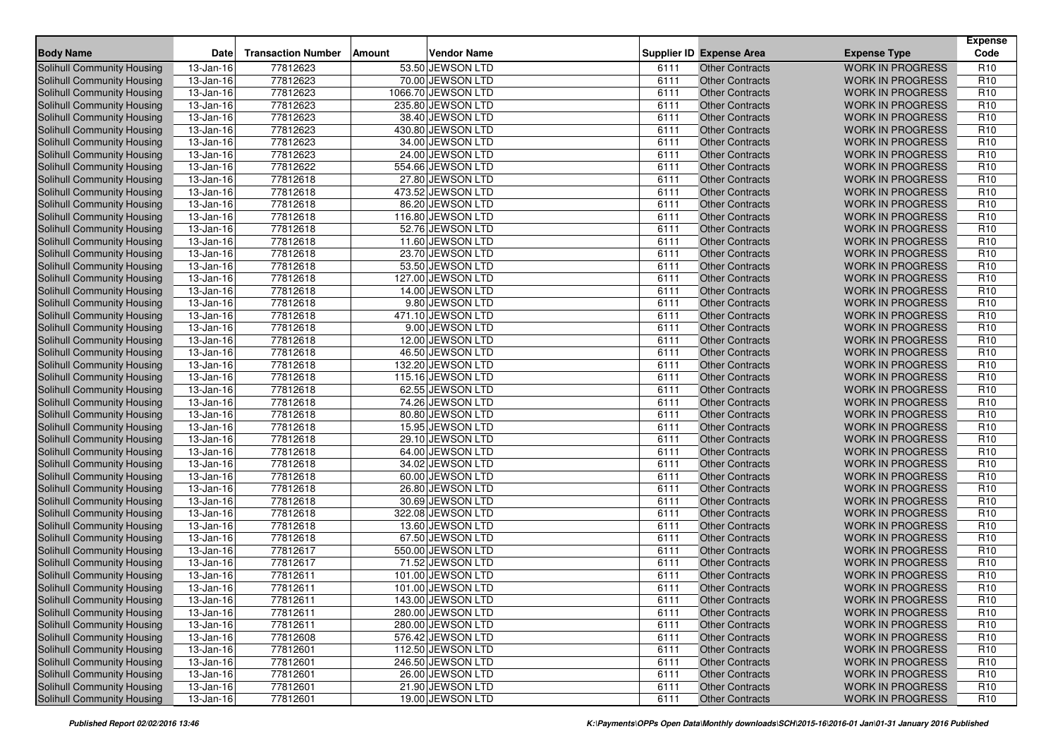| Body Name | Date | Transaction Number | Amount | Vendor Name | Supplier ID | Expense Area | Expense Type | Expense Code |
|---|---|---|---|---|---|---|---|---|
| Solihull Community Housing | 13-Jan-16 | 77812623 | 53.50 | JEWSON LTD | 6111 | Other Contracts | WORK IN PROGRESS | R10 |
| Solihull Community Housing | 13-Jan-16 | 77812623 | 70.00 | JEWSON LTD | 6111 | Other Contracts | WORK IN PROGRESS | R10 |
| Solihull Community Housing | 13-Jan-16 | 77812623 | 1066.70 | JEWSON LTD | 6111 | Other Contracts | WORK IN PROGRESS | R10 |
| Solihull Community Housing | 13-Jan-16 | 77812623 | 235.80 | JEWSON LTD | 6111 | Other Contracts | WORK IN PROGRESS | R10 |
| Solihull Community Housing | 13-Jan-16 | 77812623 | 38.40 | JEWSON LTD | 6111 | Other Contracts | WORK IN PROGRESS | R10 |
| Solihull Community Housing | 13-Jan-16 | 77812623 | 430.80 | JEWSON LTD | 6111 | Other Contracts | WORK IN PROGRESS | R10 |
| Solihull Community Housing | 13-Jan-16 | 77812623 | 34.00 | JEWSON LTD | 6111 | Other Contracts | WORK IN PROGRESS | R10 |
| Solihull Community Housing | 13-Jan-16 | 77812623 | 24.00 | JEWSON LTD | 6111 | Other Contracts | WORK IN PROGRESS | R10 |
| Solihull Community Housing | 13-Jan-16 | 77812622 | 554.66 | JEWSON LTD | 6111 | Other Contracts | WORK IN PROGRESS | R10 |
| Solihull Community Housing | 13-Jan-16 | 77812618 | 27.80 | JEWSON LTD | 6111 | Other Contracts | WORK IN PROGRESS | R10 |
| Solihull Community Housing | 13-Jan-16 | 77812618 | 473.52 | JEWSON LTD | 6111 | Other Contracts | WORK IN PROGRESS | R10 |
| Solihull Community Housing | 13-Jan-16 | 77812618 | 86.20 | JEWSON LTD | 6111 | Other Contracts | WORK IN PROGRESS | R10 |
| Solihull Community Housing | 13-Jan-16 | 77812618 | 116.80 | JEWSON LTD | 6111 | Other Contracts | WORK IN PROGRESS | R10 |
| Solihull Community Housing | 13-Jan-16 | 77812618 | 52.76 | JEWSON LTD | 6111 | Other Contracts | WORK IN PROGRESS | R10 |
| Solihull Community Housing | 13-Jan-16 | 77812618 | 11.60 | JEWSON LTD | 6111 | Other Contracts | WORK IN PROGRESS | R10 |
| Solihull Community Housing | 13-Jan-16 | 77812618 | 23.70 | JEWSON LTD | 6111 | Other Contracts | WORK IN PROGRESS | R10 |
| Solihull Community Housing | 13-Jan-16 | 77812618 | 53.50 | JEWSON LTD | 6111 | Other Contracts | WORK IN PROGRESS | R10 |
| Solihull Community Housing | 13-Jan-16 | 77812618 | 127.00 | JEWSON LTD | 6111 | Other Contracts | WORK IN PROGRESS | R10 |
| Solihull Community Housing | 13-Jan-16 | 77812618 | 14.00 | JEWSON LTD | 6111 | Other Contracts | WORK IN PROGRESS | R10 |
| Solihull Community Housing | 13-Jan-16 | 77812618 | 9.80 | JEWSON LTD | 6111 | Other Contracts | WORK IN PROGRESS | R10 |
| Solihull Community Housing | 13-Jan-16 | 77812618 | 471.10 | JEWSON LTD | 6111 | Other Contracts | WORK IN PROGRESS | R10 |
| Solihull Community Housing | 13-Jan-16 | 77812618 | 9.00 | JEWSON LTD | 6111 | Other Contracts | WORK IN PROGRESS | R10 |
| Solihull Community Housing | 13-Jan-16 | 77812618 | 12.00 | JEWSON LTD | 6111 | Other Contracts | WORK IN PROGRESS | R10 |
| Solihull Community Housing | 13-Jan-16 | 77812618 | 46.50 | JEWSON LTD | 6111 | Other Contracts | WORK IN PROGRESS | R10 |
| Solihull Community Housing | 13-Jan-16 | 77812618 | 132.20 | JEWSON LTD | 6111 | Other Contracts | WORK IN PROGRESS | R10 |
| Solihull Community Housing | 13-Jan-16 | 77812618 | 115.16 | JEWSON LTD | 6111 | Other Contracts | WORK IN PROGRESS | R10 |
| Solihull Community Housing | 13-Jan-16 | 77812618 | 62.55 | JEWSON LTD | 6111 | Other Contracts | WORK IN PROGRESS | R10 |
| Solihull Community Housing | 13-Jan-16 | 77812618 | 74.26 | JEWSON LTD | 6111 | Other Contracts | WORK IN PROGRESS | R10 |
| Solihull Community Housing | 13-Jan-16 | 77812618 | 80.80 | JEWSON LTD | 6111 | Other Contracts | WORK IN PROGRESS | R10 |
| Solihull Community Housing | 13-Jan-16 | 77812618 | 15.95 | JEWSON LTD | 6111 | Other Contracts | WORK IN PROGRESS | R10 |
| Solihull Community Housing | 13-Jan-16 | 77812618 | 29.10 | JEWSON LTD | 6111 | Other Contracts | WORK IN PROGRESS | R10 |
| Solihull Community Housing | 13-Jan-16 | 77812618 | 64.00 | JEWSON LTD | 6111 | Other Contracts | WORK IN PROGRESS | R10 |
| Solihull Community Housing | 13-Jan-16 | 77812618 | 34.02 | JEWSON LTD | 6111 | Other Contracts | WORK IN PROGRESS | R10 |
| Solihull Community Housing | 13-Jan-16 | 77812618 | 60.00 | JEWSON LTD | 6111 | Other Contracts | WORK IN PROGRESS | R10 |
| Solihull Community Housing | 13-Jan-16 | 77812618 | 26.80 | JEWSON LTD | 6111 | Other Contracts | WORK IN PROGRESS | R10 |
| Solihull Community Housing | 13-Jan-16 | 77812618 | 30.69 | JEWSON LTD | 6111 | Other Contracts | WORK IN PROGRESS | R10 |
| Solihull Community Housing | 13-Jan-16 | 77812618 | 322.08 | JEWSON LTD | 6111 | Other Contracts | WORK IN PROGRESS | R10 |
| Solihull Community Housing | 13-Jan-16 | 77812618 | 13.60 | JEWSON LTD | 6111 | Other Contracts | WORK IN PROGRESS | R10 |
| Solihull Community Housing | 13-Jan-16 | 77812618 | 67.50 | JEWSON LTD | 6111 | Other Contracts | WORK IN PROGRESS | R10 |
| Solihull Community Housing | 13-Jan-16 | 77812617 | 550.00 | JEWSON LTD | 6111 | Other Contracts | WORK IN PROGRESS | R10 |
| Solihull Community Housing | 13-Jan-16 | 77812617 | 71.52 | JEWSON LTD | 6111 | Other Contracts | WORK IN PROGRESS | R10 |
| Solihull Community Housing | 13-Jan-16 | 77812611 | 101.00 | JEWSON LTD | 6111 | Other Contracts | WORK IN PROGRESS | R10 |
| Solihull Community Housing | 13-Jan-16 | 77812611 | 101.00 | JEWSON LTD | 6111 | Other Contracts | WORK IN PROGRESS | R10 |
| Solihull Community Housing | 13-Jan-16 | 77812611 | 143.00 | JEWSON LTD | 6111 | Other Contracts | WORK IN PROGRESS | R10 |
| Solihull Community Housing | 13-Jan-16 | 77812611 | 280.00 | JEWSON LTD | 6111 | Other Contracts | WORK IN PROGRESS | R10 |
| Solihull Community Housing | 13-Jan-16 | 77812611 | 280.00 | JEWSON LTD | 6111 | Other Contracts | WORK IN PROGRESS | R10 |
| Solihull Community Housing | 13-Jan-16 | 77812608 | 576.42 | JEWSON LTD | 6111 | Other Contracts | WORK IN PROGRESS | R10 |
| Solihull Community Housing | 13-Jan-16 | 77812601 | 112.50 | JEWSON LTD | 6111 | Other Contracts | WORK IN PROGRESS | R10 |
| Solihull Community Housing | 13-Jan-16 | 77812601 | 246.50 | JEWSON LTD | 6111 | Other Contracts | WORK IN PROGRESS | R10 |
| Solihull Community Housing | 13-Jan-16 | 77812601 | 26.00 | JEWSON LTD | 6111 | Other Contracts | WORK IN PROGRESS | R10 |
| Solihull Community Housing | 13-Jan-16 | 77812601 | 21.90 | JEWSON LTD | 6111 | Other Contracts | WORK IN PROGRESS | R10 |
| Solihull Community Housing | 13-Jan-16 | 77812601 | 19.00 | JEWSON LTD | 6111 | Other Contracts | WORK IN PROGRESS | R10 |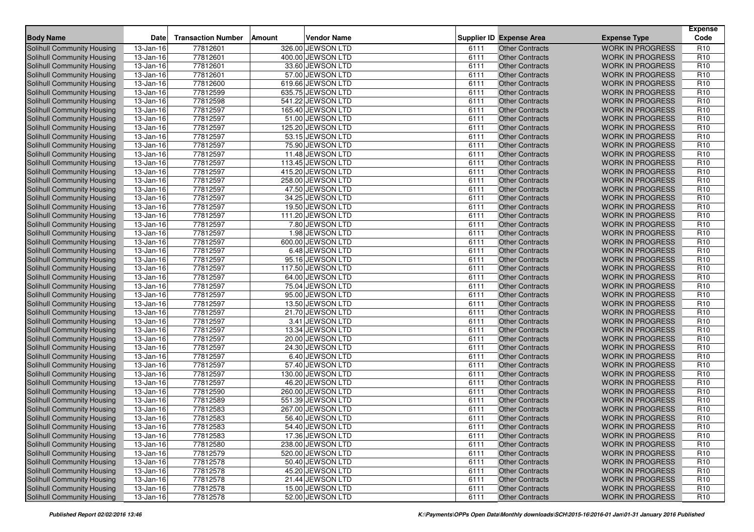| Body Name | Date | Transaction Number | Amount | Vendor Name | Supplier ID | Expense Area | Expense Type | Expense Code |
|---|---|---|---|---|---|---|---|---|
| Solihull Community Housing | 13-Jan-16 | 77812601 | 326.00 | JEWSON LTD | 6111 | Other Contracts | WORK IN PROGRESS | R10 |
| Solihull Community Housing | 13-Jan-16 | 77812601 | 400.00 | JEWSON LTD | 6111 | Other Contracts | WORK IN PROGRESS | R10 |
| Solihull Community Housing | 13-Jan-16 | 77812601 | 33.60 | JEWSON LTD | 6111 | Other Contracts | WORK IN PROGRESS | R10 |
| Solihull Community Housing | 13-Jan-16 | 77812601 | 57.00 | JEWSON LTD | 6111 | Other Contracts | WORK IN PROGRESS | R10 |
| Solihull Community Housing | 13-Jan-16 | 77812600 | 619.66 | JEWSON LTD | 6111 | Other Contracts | WORK IN PROGRESS | R10 |
| Solihull Community Housing | 13-Jan-16 | 77812599 | 635.75 | JEWSON LTD | 6111 | Other Contracts | WORK IN PROGRESS | R10 |
| Solihull Community Housing | 13-Jan-16 | 77812598 | 541.22 | JEWSON LTD | 6111 | Other Contracts | WORK IN PROGRESS | R10 |
| Solihull Community Housing | 13-Jan-16 | 77812597 | 165.40 | JEWSON LTD | 6111 | Other Contracts | WORK IN PROGRESS | R10 |
| Solihull Community Housing | 13-Jan-16 | 77812597 | 51.00 | JEWSON LTD | 6111 | Other Contracts | WORK IN PROGRESS | R10 |
| Solihull Community Housing | 13-Jan-16 | 77812597 | 125.20 | JEWSON LTD | 6111 | Other Contracts | WORK IN PROGRESS | R10 |
| Solihull Community Housing | 13-Jan-16 | 77812597 | 53.15 | JEWSON LTD | 6111 | Other Contracts | WORK IN PROGRESS | R10 |
| Solihull Community Housing | 13-Jan-16 | 77812597 | 75.90 | JEWSON LTD | 6111 | Other Contracts | WORK IN PROGRESS | R10 |
| Solihull Community Housing | 13-Jan-16 | 77812597 | 11.48 | JEWSON LTD | 6111 | Other Contracts | WORK IN PROGRESS | R10 |
| Solihull Community Housing | 13-Jan-16 | 77812597 | 113.45 | JEWSON LTD | 6111 | Other Contracts | WORK IN PROGRESS | R10 |
| Solihull Community Housing | 13-Jan-16 | 77812597 | 415.20 | JEWSON LTD | 6111 | Other Contracts | WORK IN PROGRESS | R10 |
| Solihull Community Housing | 13-Jan-16 | 77812597 | 258.00 | JEWSON LTD | 6111 | Other Contracts | WORK IN PROGRESS | R10 |
| Solihull Community Housing | 13-Jan-16 | 77812597 | 47.50 | JEWSON LTD | 6111 | Other Contracts | WORK IN PROGRESS | R10 |
| Solihull Community Housing | 13-Jan-16 | 77812597 | 34.25 | JEWSON LTD | 6111 | Other Contracts | WORK IN PROGRESS | R10 |
| Solihull Community Housing | 13-Jan-16 | 77812597 | 19.50 | JEWSON LTD | 6111 | Other Contracts | WORK IN PROGRESS | R10 |
| Solihull Community Housing | 13-Jan-16 | 77812597 | 111.20 | JEWSON LTD | 6111 | Other Contracts | WORK IN PROGRESS | R10 |
| Solihull Community Housing | 13-Jan-16 | 77812597 | 7.80 | JEWSON LTD | 6111 | Other Contracts | WORK IN PROGRESS | R10 |
| Solihull Community Housing | 13-Jan-16 | 77812597 | 1.98 | JEWSON LTD | 6111 | Other Contracts | WORK IN PROGRESS | R10 |
| Solihull Community Housing | 13-Jan-16 | 77812597 | 600.00 | JEWSON LTD | 6111 | Other Contracts | WORK IN PROGRESS | R10 |
| Solihull Community Housing | 13-Jan-16 | 77812597 | 6.48 | JEWSON LTD | 6111 | Other Contracts | WORK IN PROGRESS | R10 |
| Solihull Community Housing | 13-Jan-16 | 77812597 | 95.16 | JEWSON LTD | 6111 | Other Contracts | WORK IN PROGRESS | R10 |
| Solihull Community Housing | 13-Jan-16 | 77812597 | 117.50 | JEWSON LTD | 6111 | Other Contracts | WORK IN PROGRESS | R10 |
| Solihull Community Housing | 13-Jan-16 | 77812597 | 64.00 | JEWSON LTD | 6111 | Other Contracts | WORK IN PROGRESS | R10 |
| Solihull Community Housing | 13-Jan-16 | 77812597 | 75.04 | JEWSON LTD | 6111 | Other Contracts | WORK IN PROGRESS | R10 |
| Solihull Community Housing | 13-Jan-16 | 77812597 | 95.00 | JEWSON LTD | 6111 | Other Contracts | WORK IN PROGRESS | R10 |
| Solihull Community Housing | 13-Jan-16 | 77812597 | 13.50 | JEWSON LTD | 6111 | Other Contracts | WORK IN PROGRESS | R10 |
| Solihull Community Housing | 13-Jan-16 | 77812597 | 21.70 | JEWSON LTD | 6111 | Other Contracts | WORK IN PROGRESS | R10 |
| Solihull Community Housing | 13-Jan-16 | 77812597 | 3.41 | JEWSON LTD | 6111 | Other Contracts | WORK IN PROGRESS | R10 |
| Solihull Community Housing | 13-Jan-16 | 77812597 | 13.34 | JEWSON LTD | 6111 | Other Contracts | WORK IN PROGRESS | R10 |
| Solihull Community Housing | 13-Jan-16 | 77812597 | 20.00 | JEWSON LTD | 6111 | Other Contracts | WORK IN PROGRESS | R10 |
| Solihull Community Housing | 13-Jan-16 | 77812597 | 24.30 | JEWSON LTD | 6111 | Other Contracts | WORK IN PROGRESS | R10 |
| Solihull Community Housing | 13-Jan-16 | 77812597 | 6.40 | JEWSON LTD | 6111 | Other Contracts | WORK IN PROGRESS | R10 |
| Solihull Community Housing | 13-Jan-16 | 77812597 | 57.40 | JEWSON LTD | 6111 | Other Contracts | WORK IN PROGRESS | R10 |
| Solihull Community Housing | 13-Jan-16 | 77812597 | 130.00 | JEWSON LTD | 6111 | Other Contracts | WORK IN PROGRESS | R10 |
| Solihull Community Housing | 13-Jan-16 | 77812597 | 46.20 | JEWSON LTD | 6111 | Other Contracts | WORK IN PROGRESS | R10 |
| Solihull Community Housing | 13-Jan-16 | 77812590 | 260.00 | JEWSON LTD | 6111 | Other Contracts | WORK IN PROGRESS | R10 |
| Solihull Community Housing | 13-Jan-16 | 77812589 | 551.39 | JEWSON LTD | 6111 | Other Contracts | WORK IN PROGRESS | R10 |
| Solihull Community Housing | 13-Jan-16 | 77812583 | 267.00 | JEWSON LTD | 6111 | Other Contracts | WORK IN PROGRESS | R10 |
| Solihull Community Housing | 13-Jan-16 | 77812583 | 56.40 | JEWSON LTD | 6111 | Other Contracts | WORK IN PROGRESS | R10 |
| Solihull Community Housing | 13-Jan-16 | 77812583 | 54.40 | JEWSON LTD | 6111 | Other Contracts | WORK IN PROGRESS | R10 |
| Solihull Community Housing | 13-Jan-16 | 77812583 | 17.36 | JEWSON LTD | 6111 | Other Contracts | WORK IN PROGRESS | R10 |
| Solihull Community Housing | 13-Jan-16 | 77812580 | 238.00 | JEWSON LTD | 6111 | Other Contracts | WORK IN PROGRESS | R10 |
| Solihull Community Housing | 13-Jan-16 | 77812579 | 520.00 | JEWSON LTD | 6111 | Other Contracts | WORK IN PROGRESS | R10 |
| Solihull Community Housing | 13-Jan-16 | 77812578 | 50.40 | JEWSON LTD | 6111 | Other Contracts | WORK IN PROGRESS | R10 |
| Solihull Community Housing | 13-Jan-16 | 77812578 | 45.20 | JEWSON LTD | 6111 | Other Contracts | WORK IN PROGRESS | R10 |
| Solihull Community Housing | 13-Jan-16 | 77812578 | 21.44 | JEWSON LTD | 6111 | Other Contracts | WORK IN PROGRESS | R10 |
| Solihull Community Housing | 13-Jan-16 | 77812578 | 15.00 | JEWSON LTD | 6111 | Other Contracts | WORK IN PROGRESS | R10 |
| Solihull Community Housing | 13-Jan-16 | 77812578 | 52.00 | JEWSON LTD | 6111 | Other Contracts | WORK IN PROGRESS | R10 |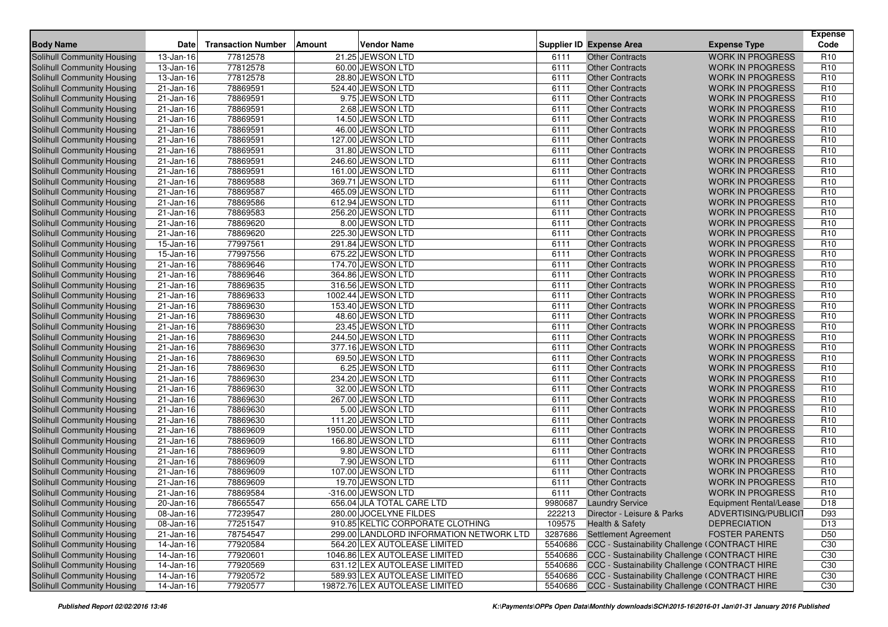| Body Name | Date | Transaction Number | Amount | Vendor Name | Supplier ID | Expense Area | Expense Type | Expense Code |
|---|---|---|---|---|---|---|---|---|
| Solihull Community Housing | 13-Jan-16 | 77812578 | 21.25 | JEWSON LTD | 6111 | Other Contracts | WORK IN PROGRESS | R10 |
| Solihull Community Housing | 13-Jan-16 | 77812578 | 60.00 | JEWSON LTD | 6111 | Other Contracts | WORK IN PROGRESS | R10 |
| Solihull Community Housing | 13-Jan-16 | 77812578 | 28.80 | JEWSON LTD | 6111 | Other Contracts | WORK IN PROGRESS | R10 |
| Solihull Community Housing | 21-Jan-16 | 78869591 | 524.40 | JEWSON LTD | 6111 | Other Contracts | WORK IN PROGRESS | R10 |
| Solihull Community Housing | 21-Jan-16 | 78869591 | 9.75 | JEWSON LTD | 6111 | Other Contracts | WORK IN PROGRESS | R10 |
| Solihull Community Housing | 21-Jan-16 | 78869591 | 2.68 | JEWSON LTD | 6111 | Other Contracts | WORK IN PROGRESS | R10 |
| Solihull Community Housing | 21-Jan-16 | 78869591 | 14.50 | JEWSON LTD | 6111 | Other Contracts | WORK IN PROGRESS | R10 |
| Solihull Community Housing | 21-Jan-16 | 78869591 | 46.00 | JEWSON LTD | 6111 | Other Contracts | WORK IN PROGRESS | R10 |
| Solihull Community Housing | 21-Jan-16 | 78869591 | 127.00 | JEWSON LTD | 6111 | Other Contracts | WORK IN PROGRESS | R10 |
| Solihull Community Housing | 21-Jan-16 | 78869591 | 31.80 | JEWSON LTD | 6111 | Other Contracts | WORK IN PROGRESS | R10 |
| Solihull Community Housing | 21-Jan-16 | 78869591 | 246.60 | JEWSON LTD | 6111 | Other Contracts | WORK IN PROGRESS | R10 |
| Solihull Community Housing | 21-Jan-16 | 78869591 | 161.00 | JEWSON LTD | 6111 | Other Contracts | WORK IN PROGRESS | R10 |
| Solihull Community Housing | 21-Jan-16 | 78869588 | 369.71 | JEWSON LTD | 6111 | Other Contracts | WORK IN PROGRESS | R10 |
| Solihull Community Housing | 21-Jan-16 | 78869587 | 465.09 | JEWSON LTD | 6111 | Other Contracts | WORK IN PROGRESS | R10 |
| Solihull Community Housing | 21-Jan-16 | 78869586 | 612.94 | JEWSON LTD | 6111 | Other Contracts | WORK IN PROGRESS | R10 |
| Solihull Community Housing | 21-Jan-16 | 78869583 | 256.20 | JEWSON LTD | 6111 | Other Contracts | WORK IN PROGRESS | R10 |
| Solihull Community Housing | 21-Jan-16 | 78869620 | 8.00 | JEWSON LTD | 6111 | Other Contracts | WORK IN PROGRESS | R10 |
| Solihull Community Housing | 21-Jan-16 | 78869620 | 225.30 | JEWSON LTD | 6111 | Other Contracts | WORK IN PROGRESS | R10 |
| Solihull Community Housing | 15-Jan-16 | 77997561 | 291.84 | JEWSON LTD | 6111 | Other Contracts | WORK IN PROGRESS | R10 |
| Solihull Community Housing | 15-Jan-16 | 77997556 | 675.22 | JEWSON LTD | 6111 | Other Contracts | WORK IN PROGRESS | R10 |
| Solihull Community Housing | 21-Jan-16 | 78869646 | 174.70 | JEWSON LTD | 6111 | Other Contracts | WORK IN PROGRESS | R10 |
| Solihull Community Housing | 21-Jan-16 | 78869646 | 364.86 | JEWSON LTD | 6111 | Other Contracts | WORK IN PROGRESS | R10 |
| Solihull Community Housing | 21-Jan-16 | 78869635 | 316.56 | JEWSON LTD | 6111 | Other Contracts | WORK IN PROGRESS | R10 |
| Solihull Community Housing | 21-Jan-16 | 78869633 | 1002.44 | JEWSON LTD | 6111 | Other Contracts | WORK IN PROGRESS | R10 |
| Solihull Community Housing | 21-Jan-16 | 78869630 | 153.40 | JEWSON LTD | 6111 | Other Contracts | WORK IN PROGRESS | R10 |
| Solihull Community Housing | 21-Jan-16 | 78869630 | 48.60 | JEWSON LTD | 6111 | Other Contracts | WORK IN PROGRESS | R10 |
| Solihull Community Housing | 21-Jan-16 | 78869630 | 23.45 | JEWSON LTD | 6111 | Other Contracts | WORK IN PROGRESS | R10 |
| Solihull Community Housing | 21-Jan-16 | 78869630 | 244.50 | JEWSON LTD | 6111 | Other Contracts | WORK IN PROGRESS | R10 |
| Solihull Community Housing | 21-Jan-16 | 78869630 | 377.16 | JEWSON LTD | 6111 | Other Contracts | WORK IN PROGRESS | R10 |
| Solihull Community Housing | 21-Jan-16 | 78869630 | 69.50 | JEWSON LTD | 6111 | Other Contracts | WORK IN PROGRESS | R10 |
| Solihull Community Housing | 21-Jan-16 | 78869630 | 6.25 | JEWSON LTD | 6111 | Other Contracts | WORK IN PROGRESS | R10 |
| Solihull Community Housing | 21-Jan-16 | 78869630 | 234.20 | JEWSON LTD | 6111 | Other Contracts | WORK IN PROGRESS | R10 |
| Solihull Community Housing | 21-Jan-16 | 78869630 | 32.00 | JEWSON LTD | 6111 | Other Contracts | WORK IN PROGRESS | R10 |
| Solihull Community Housing | 21-Jan-16 | 78869630 | 267.00 | JEWSON LTD | 6111 | Other Contracts | WORK IN PROGRESS | R10 |
| Solihull Community Housing | 21-Jan-16 | 78869630 | 5.00 | JEWSON LTD | 6111 | Other Contracts | WORK IN PROGRESS | R10 |
| Solihull Community Housing | 21-Jan-16 | 78869630 | 111.20 | JEWSON LTD | 6111 | Other Contracts | WORK IN PROGRESS | R10 |
| Solihull Community Housing | 21-Jan-16 | 78869609 | 1950.00 | JEWSON LTD | 6111 | Other Contracts | WORK IN PROGRESS | R10 |
| Solihull Community Housing | 21-Jan-16 | 78869609 | 166.80 | JEWSON LTD | 6111 | Other Contracts | WORK IN PROGRESS | R10 |
| Solihull Community Housing | 21-Jan-16 | 78869609 | 9.80 | JEWSON LTD | 6111 | Other Contracts | WORK IN PROGRESS | R10 |
| Solihull Community Housing | 21-Jan-16 | 78869609 | 7.90 | JEWSON LTD | 6111 | Other Contracts | WORK IN PROGRESS | R10 |
| Solihull Community Housing | 21-Jan-16 | 78869609 | 107.00 | JEWSON LTD | 6111 | Other Contracts | WORK IN PROGRESS | R10 |
| Solihull Community Housing | 21-Jan-16 | 78869609 | 19.70 | JEWSON LTD | 6111 | Other Contracts | WORK IN PROGRESS | R10 |
| Solihull Community Housing | 21-Jan-16 | 78869584 | -316.00 | JEWSON LTD | 6111 | Other Contracts | WORK IN PROGRESS | R10 |
| Solihull Community Housing | 20-Jan-16 | 78665547 | 656.04 | JLA TOTAL CARE LTD | 9980687 | Laundry Service | Equipment Rental/Lease | D18 |
| Solihull Community Housing | 08-Jan-16 | 77239547 | 280.00 | JOCELYNE FILDES | 222213 | Director - Leisure & Parks | ADVERTISING/PUBLICIT | D93 |
| Solihull Community Housing | 08-Jan-16 | 77251547 | 910.85 | KELTIC CORPORATE CLOTHING | 109575 | Health & Safety | DEPRECIATION | D13 |
| Solihull Community Housing | 21-Jan-16 | 78754547 | 299.00 | LANDLORD INFORMATION NETWORK LTD | 3287686 | Settlement Agreement | FOSTER PARENTS | D50 |
| Solihull Community Housing | 14-Jan-16 | 77920584 | 564.20 | LEX AUTOLEASE LIMITED | 5540686 | CCC - Sustainability Challenge ( | CONTRACT HIRE | C30 |
| Solihull Community Housing | 14-Jan-16 | 77920601 | 1046.86 | LEX AUTOLEASE LIMITED | 5540686 | CCC - Sustainability Challenge ( | CONTRACT HIRE | C30 |
| Solihull Community Housing | 14-Jan-16 | 77920569 | 631.12 | LEX AUTOLEASE LIMITED | 5540686 | CCC - Sustainability Challenge ( | CONTRACT HIRE | C30 |
| Solihull Community Housing | 14-Jan-16 | 77920572 | 589.93 | LEX AUTOLEASE LIMITED | 5540686 | CCC - Sustainability Challenge ( | CONTRACT HIRE | C30 |
| Solihull Community Housing | 14-Jan-16 | 77920577 | 19872.76 | LEX AUTOLEASE LIMITED | 5540686 | CCC - Sustainability Challenge ( | CONTRACT HIRE | C30 |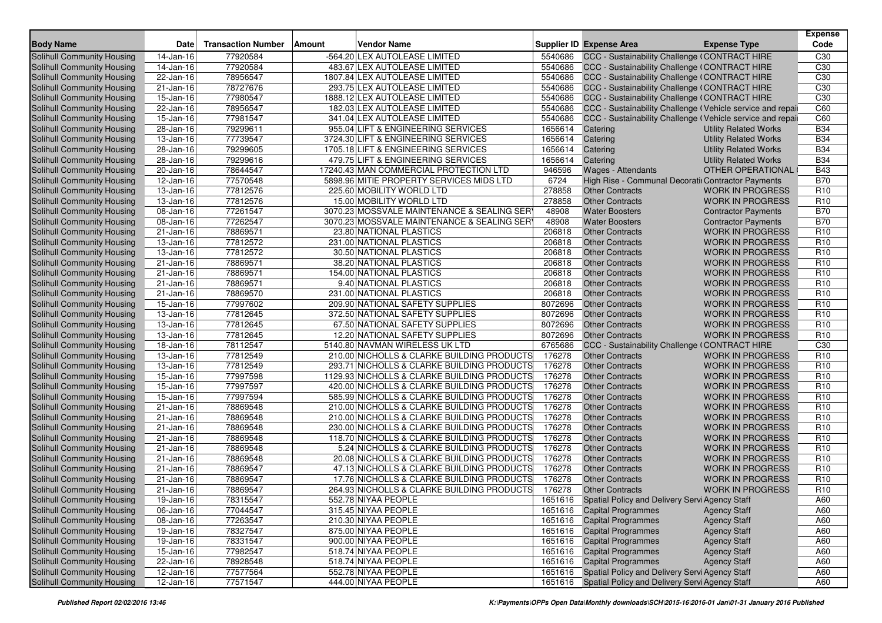| Body Name | Date | Transaction Number | Amount | Vendor Name | Supplier ID | Expense Area | Expense Type | Expense Code |
|---|---|---|---|---|---|---|---|---|
| Solihull Community Housing | 14-Jan-16 | 77920584 | -564.20 | LEX AUTOLEASE LIMITED | 5540686 | CCC - Sustainability Challenge ( | CONTRACT HIRE | C30 |
| Solihull Community Housing | 14-Jan-16 | 77920584 | 483.67 | LEX AUTOLEASE LIMITED | 5540686 | CCC - Sustainability Challenge ( | CONTRACT HIRE | C30 |
| Solihull Community Housing | 22-Jan-16 | 78956547 | 1807.84 | LEX AUTOLEASE LIMITED | 5540686 | CCC - Sustainability Challenge ( | CONTRACT HIRE | C30 |
| Solihull Community Housing | 21-Jan-16 | 78727676 | 293.75 | LEX AUTOLEASE LIMITED | 5540686 | CCC - Sustainability Challenge ( | CONTRACT HIRE | C30 |
| Solihull Community Housing | 15-Jan-16 | 77980547 | 1888.12 | LEX AUTOLEASE LIMITED | 5540686 | CCC - Sustainability Challenge ( | CONTRACT HIRE | C30 |
| Solihull Community Housing | 22-Jan-16 | 78956547 | 182.03 | LEX AUTOLEASE LIMITED | 5540686 | CCC - Sustainability Challenge ( | Vehicle service and repai | C60 |
| Solihull Community Housing | 15-Jan-16 | 77981547 | 341.04 | LEX AUTOLEASE LIMITED | 5540686 | CCC - Sustainability Challenge ( | Vehicle service and repai | C60 |
| Solihull Community Housing | 28-Jan-16 | 79299611 | 955.04 | LIFT & ENGINEERING SERVICES | 1656614 | Catering | Utility Related Works | B34 |
| Solihull Community Housing | 13-Jan-16 | 77739547 | 3724.30 | LIFT & ENGINEERING SERVICES | 1656614 | Catering | Utility Related Works | B34 |
| Solihull Community Housing | 28-Jan-16 | 79299605 | 1705.18 | LIFT & ENGINEERING SERVICES | 1656614 | Catering | Utility Related Works | B34 |
| Solihull Community Housing | 28-Jan-16 | 79299616 | 479.75 | LIFT & ENGINEERING SERVICES | 1656614 | Catering | Utility Related Works | B34 |
| Solihull Community Housing | 20-Jan-16 | 78644547 | 17240.43 | MAN COMMERCIAL PROTECTION LTD | 946596 | Wages - Attendants | OTHER OPERATIONAL ( | B43 |
| Solihull Community Housing | 12-Jan-16 | 77570548 | 5898.96 | MITIE PROPERTY SERVICES MIDS LTD | 6724 | High Rise - Communal Decorati | Contractor Payments | B70 |
| Solihull Community Housing | 13-Jan-16 | 77812576 | 225.60 | MOBILITY WORLD LTD | 278858 | Other Contracts | WORK IN PROGRESS | R10 |
| Solihull Community Housing | 13-Jan-16 | 77812576 | 15.00 | MOBILITY WORLD LTD | 278858 | Other Contracts | WORK IN PROGRESS | R10 |
| Solihull Community Housing | 08-Jan-16 | 77261547 | 3070.23 | MOSSVALE MAINTENANCE & SEALING SER | 48908 | Water Boosters | Contractor Payments | B70 |
| Solihull Community Housing | 08-Jan-16 | 77262547 | 3070.23 | MOSSVALE MAINTENANCE & SEALING SER | 48908 | Water Boosters | Contractor Payments | B70 |
| Solihull Community Housing | 21-Jan-16 | 78869571 | 23.80 | NATIONAL PLASTICS | 206818 | Other Contracts | WORK IN PROGRESS | R10 |
| Solihull Community Housing | 13-Jan-16 | 77812572 | 231.00 | NATIONAL PLASTICS | 206818 | Other Contracts | WORK IN PROGRESS | R10 |
| Solihull Community Housing | 13-Jan-16 | 77812572 | 30.50 | NATIONAL PLASTICS | 206818 | Other Contracts | WORK IN PROGRESS | R10 |
| Solihull Community Housing | 21-Jan-16 | 78869571 | 38.20 | NATIONAL PLASTICS | 206818 | Other Contracts | WORK IN PROGRESS | R10 |
| Solihull Community Housing | 21-Jan-16 | 78869571 | 154.00 | NATIONAL PLASTICS | 206818 | Other Contracts | WORK IN PROGRESS | R10 |
| Solihull Community Housing | 21-Jan-16 | 78869571 | 9.40 | NATIONAL PLASTICS | 206818 | Other Contracts | WORK IN PROGRESS | R10 |
| Solihull Community Housing | 21-Jan-16 | 78869570 | 231.00 | NATIONAL PLASTICS | 206818 | Other Contracts | WORK IN PROGRESS | R10 |
| Solihull Community Housing | 15-Jan-16 | 77997602 | 209.90 | NATIONAL SAFETY SUPPLIES | 8072696 | Other Contracts | WORK IN PROGRESS | R10 |
| Solihull Community Housing | 13-Jan-16 | 77812645 | 372.50 | NATIONAL SAFETY SUPPLIES | 8072696 | Other Contracts | WORK IN PROGRESS | R10 |
| Solihull Community Housing | 13-Jan-16 | 77812645 | 67.50 | NATIONAL SAFETY SUPPLIES | 8072696 | Other Contracts | WORK IN PROGRESS | R10 |
| Solihull Community Housing | 13-Jan-16 | 77812645 | 12.20 | NATIONAL SAFETY SUPPLIES | 8072696 | Other Contracts | WORK IN PROGRESS | R10 |
| Solihull Community Housing | 18-Jan-16 | 78112547 | 5140.80 | NAVMAN WIRELESS UK LTD | 6765686 | CCC - Sustainability Challenge ( | CONTRACT HIRE | C30 |
| Solihull Community Housing | 13-Jan-16 | 77812549 | 210.00 | NICHOLLS & CLARKE BUILDING PRODUCTS | 176278 | Other Contracts | WORK IN PROGRESS | R10 |
| Solihull Community Housing | 13-Jan-16 | 77812549 | 293.71 | NICHOLLS & CLARKE BUILDING PRODUCTS | 176278 | Other Contracts | WORK IN PROGRESS | R10 |
| Solihull Community Housing | 15-Jan-16 | 77997598 | 1129.93 | NICHOLLS & CLARKE BUILDING PRODUCTS | 176278 | Other Contracts | WORK IN PROGRESS | R10 |
| Solihull Community Housing | 15-Jan-16 | 77997597 | 420.00 | NICHOLLS & CLARKE BUILDING PRODUCTS | 176278 | Other Contracts | WORK IN PROGRESS | R10 |
| Solihull Community Housing | 15-Jan-16 | 77997594 | 585.99 | NICHOLLS & CLARKE BUILDING PRODUCTS | 176278 | Other Contracts | WORK IN PROGRESS | R10 |
| Solihull Community Housing | 21-Jan-16 | 78869548 | 210.00 | NICHOLLS & CLARKE BUILDING PRODUCTS | 176278 | Other Contracts | WORK IN PROGRESS | R10 |
| Solihull Community Housing | 21-Jan-16 | 78869548 | 210.00 | NICHOLLS & CLARKE BUILDING PRODUCTS | 176278 | Other Contracts | WORK IN PROGRESS | R10 |
| Solihull Community Housing | 21-Jan-16 | 78869548 | 230.00 | NICHOLLS & CLARKE BUILDING PRODUCTS | 176278 | Other Contracts | WORK IN PROGRESS | R10 |
| Solihull Community Housing | 21-Jan-16 | 78869548 | 118.70 | NICHOLLS & CLARKE BUILDING PRODUCTS | 176278 | Other Contracts | WORK IN PROGRESS | R10 |
| Solihull Community Housing | 21-Jan-16 | 78869548 | 5.24 | NICHOLLS & CLARKE BUILDING PRODUCTS | 176278 | Other Contracts | WORK IN PROGRESS | R10 |
| Solihull Community Housing | 21-Jan-16 | 78869548 | 20.08 | NICHOLLS & CLARKE BUILDING PRODUCTS | 176278 | Other Contracts | WORK IN PROGRESS | R10 |
| Solihull Community Housing | 21-Jan-16 | 78869547 | 47.13 | NICHOLLS & CLARKE BUILDING PRODUCTS | 176278 | Other Contracts | WORK IN PROGRESS | R10 |
| Solihull Community Housing | 21-Jan-16 | 78869547 | 17.76 | NICHOLLS & CLARKE BUILDING PRODUCTS | 176278 | Other Contracts | WORK IN PROGRESS | R10 |
| Solihull Community Housing | 21-Jan-16 | 78869547 | 264.93 | NICHOLLS & CLARKE BUILDING PRODUCTS | 176278 | Other Contracts | WORK IN PROGRESS | R10 |
| Solihull Community Housing | 19-Jan-16 | 78315547 | 552.78 | NIYAA PEOPLE | 1651616 | Spatial Policy and Delivery Servi | Agency Staff | A60 |
| Solihull Community Housing | 06-Jan-16 | 77044547 | 315.45 | NIYAA PEOPLE | 1651616 | Capital Programmes | Agency Staff | A60 |
| Solihull Community Housing | 08-Jan-16 | 77263547 | 210.30 | NIYAA PEOPLE | 1651616 | Capital Programmes | Agency Staff | A60 |
| Solihull Community Housing | 19-Jan-16 | 78327547 | 875.00 | NIYAA PEOPLE | 1651616 | Capital Programmes | Agency Staff | A60 |
| Solihull Community Housing | 19-Jan-16 | 78331547 | 900.00 | NIYAA PEOPLE | 1651616 | Capital Programmes | Agency Staff | A60 |
| Solihull Community Housing | 15-Jan-16 | 77982547 | 518.74 | NIYAA PEOPLE | 1651616 | Capital Programmes | Agency Staff | A60 |
| Solihull Community Housing | 22-Jan-16 | 78928548 | 518.74 | NIYAA PEOPLE | 1651616 | Capital Programmes | Agency Staff | A60 |
| Solihull Community Housing | 12-Jan-16 | 77577564 | 552.78 | NIYAA PEOPLE | 1651616 | Spatial Policy and Delivery Servi | Agency Staff | A60 |
| Solihull Community Housing | 12-Jan-16 | 77571547 | 444.00 | NIYAA PEOPLE | 1651616 | Spatial Policy and Delivery Servi | Agency Staff | A60 |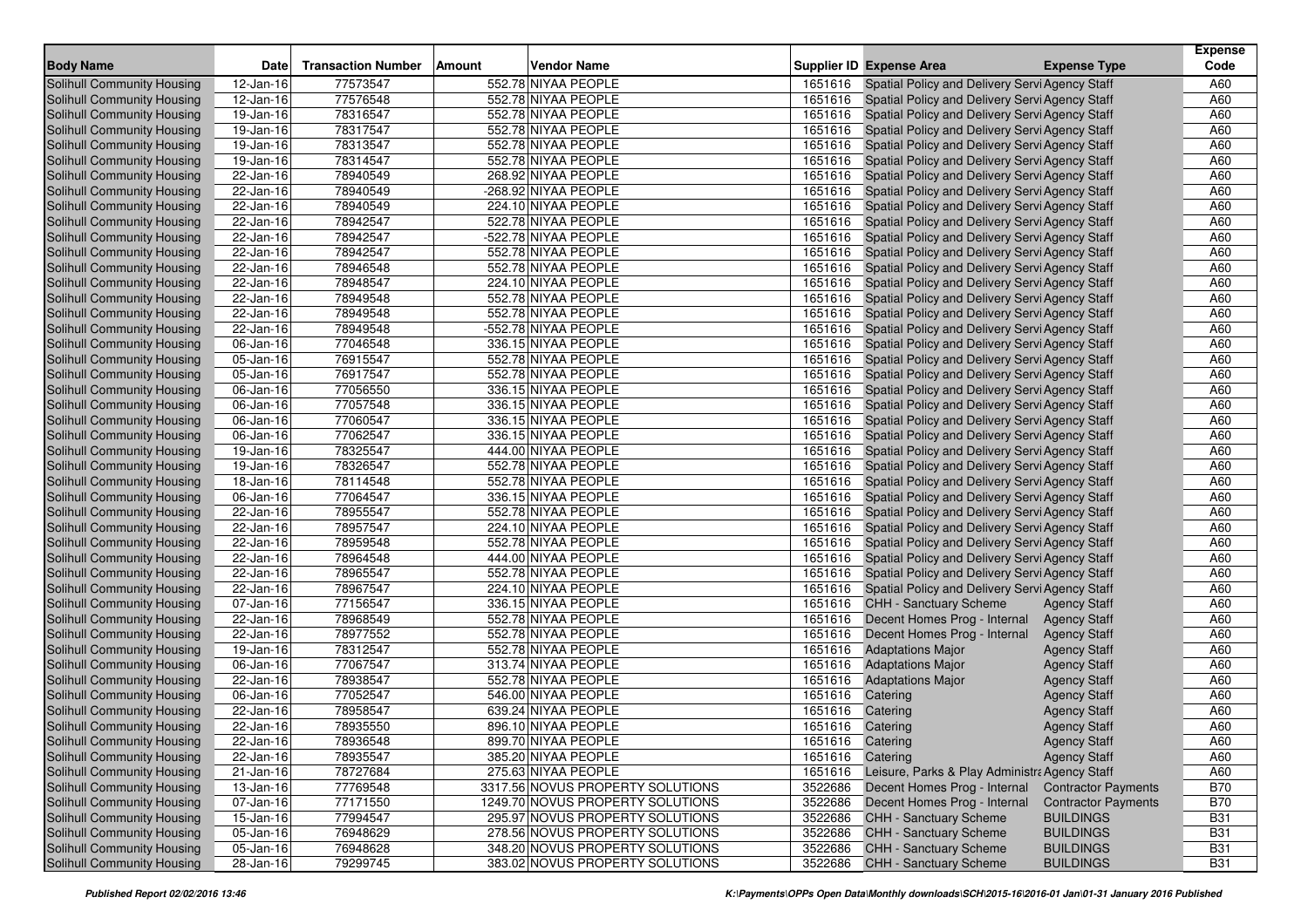| Body Name | Date | Transaction Number | Amount | Vendor Name | Supplier ID | Expense Area | Expense Type | Expense Code |
|---|---|---|---|---|---|---|---|---|
| Solihull Community Housing | 12-Jan-16 | 77573547 | 552.78 | NIYAA PEOPLE | 1651616 | Spatial Policy and Delivery Servi | Agency Staff | A60 |
| Solihull Community Housing | 12-Jan-16 | 77576548 | 552.78 | NIYAA PEOPLE | 1651616 | Spatial Policy and Delivery Servi | Agency Staff | A60 |
| Solihull Community Housing | 19-Jan-16 | 78316547 | 552.78 | NIYAA PEOPLE | 1651616 | Spatial Policy and Delivery Servi | Agency Staff | A60 |
| Solihull Community Housing | 19-Jan-16 | 78317547 | 552.78 | NIYAA PEOPLE | 1651616 | Spatial Policy and Delivery Servi | Agency Staff | A60 |
| Solihull Community Housing | 19-Jan-16 | 78313547 | 552.78 | NIYAA PEOPLE | 1651616 | Spatial Policy and Delivery Servi | Agency Staff | A60 |
| Solihull Community Housing | 19-Jan-16 | 78314547 | 552.78 | NIYAA PEOPLE | 1651616 | Spatial Policy and Delivery Servi | Agency Staff | A60 |
| Solihull Community Housing | 22-Jan-16 | 78940549 | 268.92 | NIYAA PEOPLE | 1651616 | Spatial Policy and Delivery Servi | Agency Staff | A60 |
| Solihull Community Housing | 22-Jan-16 | 78940549 | -268.92 | NIYAA PEOPLE | 1651616 | Spatial Policy and Delivery Servi | Agency Staff | A60 |
| Solihull Community Housing | 22-Jan-16 | 78940549 | 224.10 | NIYAA PEOPLE | 1651616 | Spatial Policy and Delivery Servi | Agency Staff | A60 |
| Solihull Community Housing | 22-Jan-16 | 78942547 | 522.78 | NIYAA PEOPLE | 1651616 | Spatial Policy and Delivery Servi | Agency Staff | A60 |
| Solihull Community Housing | 22-Jan-16 | 78942547 | -522.78 | NIYAA PEOPLE | 1651616 | Spatial Policy and Delivery Servi | Agency Staff | A60 |
| Solihull Community Housing | 22-Jan-16 | 78942547 | 552.78 | NIYAA PEOPLE | 1651616 | Spatial Policy and Delivery Servi | Agency Staff | A60 |
| Solihull Community Housing | 22-Jan-16 | 78946548 | 552.78 | NIYAA PEOPLE | 1651616 | Spatial Policy and Delivery Servi | Agency Staff | A60 |
| Solihull Community Housing | 22-Jan-16 | 78948547 | 224.10 | NIYAA PEOPLE | 1651616 | Spatial Policy and Delivery Servi | Agency Staff | A60 |
| Solihull Community Housing | 22-Jan-16 | 78949548 | 552.78 | NIYAA PEOPLE | 1651616 | Spatial Policy and Delivery Servi | Agency Staff | A60 |
| Solihull Community Housing | 22-Jan-16 | 78949548 | 552.78 | NIYAA PEOPLE | 1651616 | Spatial Policy and Delivery Servi | Agency Staff | A60 |
| Solihull Community Housing | 22-Jan-16 | 78949548 | -552.78 | NIYAA PEOPLE | 1651616 | Spatial Policy and Delivery Servi | Agency Staff | A60 |
| Solihull Community Housing | 06-Jan-16 | 77046548 | 336.15 | NIYAA PEOPLE | 1651616 | Spatial Policy and Delivery Servi | Agency Staff | A60 |
| Solihull Community Housing | 05-Jan-16 | 76915547 | 552.78 | NIYAA PEOPLE | 1651616 | Spatial Policy and Delivery Servi | Agency Staff | A60 |
| Solihull Community Housing | 05-Jan-16 | 76917547 | 552.78 | NIYAA PEOPLE | 1651616 | Spatial Policy and Delivery Servi | Agency Staff | A60 |
| Solihull Community Housing | 06-Jan-16 | 77056550 | 336.15 | NIYAA PEOPLE | 1651616 | Spatial Policy and Delivery Servi | Agency Staff | A60 |
| Solihull Community Housing | 06-Jan-16 | 77057548 | 336.15 | NIYAA PEOPLE | 1651616 | Spatial Policy and Delivery Servi | Agency Staff | A60 |
| Solihull Community Housing | 06-Jan-16 | 77060547 | 336.15 | NIYAA PEOPLE | 1651616 | Spatial Policy and Delivery Servi | Agency Staff | A60 |
| Solihull Community Housing | 06-Jan-16 | 77062547 | 336.15 | NIYAA PEOPLE | 1651616 | Spatial Policy and Delivery Servi | Agency Staff | A60 |
| Solihull Community Housing | 19-Jan-16 | 78325547 | 444.00 | NIYAA PEOPLE | 1651616 | Spatial Policy and Delivery Servi | Agency Staff | A60 |
| Solihull Community Housing | 19-Jan-16 | 78326547 | 552.78 | NIYAA PEOPLE | 1651616 | Spatial Policy and Delivery Servi | Agency Staff | A60 |
| Solihull Community Housing | 18-Jan-16 | 78114548 | 552.78 | NIYAA PEOPLE | 1651616 | Spatial Policy and Delivery Servi | Agency Staff | A60 |
| Solihull Community Housing | 06-Jan-16 | 77064547 | 336.15 | NIYAA PEOPLE | 1651616 | Spatial Policy and Delivery Servi | Agency Staff | A60 |
| Solihull Community Housing | 22-Jan-16 | 78955547 | 552.78 | NIYAA PEOPLE | 1651616 | Spatial Policy and Delivery Servi | Agency Staff | A60 |
| Solihull Community Housing | 22-Jan-16 | 78957547 | 224.10 | NIYAA PEOPLE | 1651616 | Spatial Policy and Delivery Servi | Agency Staff | A60 |
| Solihull Community Housing | 22-Jan-16 | 78959548 | 552.78 | NIYAA PEOPLE | 1651616 | Spatial Policy and Delivery Servi | Agency Staff | A60 |
| Solihull Community Housing | 22-Jan-16 | 78964548 | 444.00 | NIYAA PEOPLE | 1651616 | Spatial Policy and Delivery Servi | Agency Staff | A60 |
| Solihull Community Housing | 22-Jan-16 | 78965547 | 552.78 | NIYAA PEOPLE | 1651616 | Spatial Policy and Delivery Servi | Agency Staff | A60 |
| Solihull Community Housing | 22-Jan-16 | 78967547 | 224.10 | NIYAA PEOPLE | 1651616 | Spatial Policy and Delivery Servi | Agency Staff | A60 |
| Solihull Community Housing | 07-Jan-16 | 77156547 | 336.15 | NIYAA PEOPLE | 1651616 | CHH - Sanctuary Scheme | Agency Staff | A60 |
| Solihull Community Housing | 22-Jan-16 | 78968549 | 552.78 | NIYAA PEOPLE | 1651616 | Decent Homes Prog - Internal | Agency Staff | A60 |
| Solihull Community Housing | 22-Jan-16 | 78977552 | 552.78 | NIYAA PEOPLE | 1651616 | Decent Homes Prog - Internal | Agency Staff | A60 |
| Solihull Community Housing | 19-Jan-16 | 78312547 | 552.78 | NIYAA PEOPLE | 1651616 | Adaptations Major | Agency Staff | A60 |
| Solihull Community Housing | 06-Jan-16 | 77067547 | 313.74 | NIYAA PEOPLE | 1651616 | Adaptations Major | Agency Staff | A60 |
| Solihull Community Housing | 22-Jan-16 | 78938547 | 552.78 | NIYAA PEOPLE | 1651616 | Adaptations Major | Agency Staff | A60 |
| Solihull Community Housing | 06-Jan-16 | 77052547 | 546.00 | NIYAA PEOPLE | 1651616 | Catering | Agency Staff | A60 |
| Solihull Community Housing | 22-Jan-16 | 78958547 | 639.24 | NIYAA PEOPLE | 1651616 | Catering | Agency Staff | A60 |
| Solihull Community Housing | 22-Jan-16 | 78935550 | 896.10 | NIYAA PEOPLE | 1651616 | Catering | Agency Staff | A60 |
| Solihull Community Housing | 22-Jan-16 | 78936548 | 899.70 | NIYAA PEOPLE | 1651616 | Catering | Agency Staff | A60 |
| Solihull Community Housing | 22-Jan-16 | 78935547 | 385.20 | NIYAA PEOPLE | 1651616 | Catering | Agency Staff | A60 |
| Solihull Community Housing | 21-Jan-16 | 78727684 | 275.63 | NIYAA PEOPLE | 1651616 | Leisure, Parks & Play Administra | Agency Staff | A60 |
| Solihull Community Housing | 13-Jan-16 | 77769548 | 3317.56 | NOVUS PROPERTY SOLUTIONS | 3522686 | Decent Homes Prog - Internal | Contractor Payments | B70 |
| Solihull Community Housing | 07-Jan-16 | 77171550 | 1249.70 | NOVUS PROPERTY SOLUTIONS | 3522686 | Decent Homes Prog - Internal | Contractor Payments | B70 |
| Solihull Community Housing | 15-Jan-16 | 77994547 | 295.97 | NOVUS PROPERTY SOLUTIONS | 3522686 | CHH - Sanctuary Scheme | BUILDINGS | B31 |
| Solihull Community Housing | 05-Jan-16 | 76948629 | 278.56 | NOVUS PROPERTY SOLUTIONS | 3522686 | CHH - Sanctuary Scheme | BUILDINGS | B31 |
| Solihull Community Housing | 05-Jan-16 | 76948628 | 348.20 | NOVUS PROPERTY SOLUTIONS | 3522686 | CHH - Sanctuary Scheme | BUILDINGS | B31 |
| Solihull Community Housing | 28-Jan-16 | 79299745 | 383.02 | NOVUS PROPERTY SOLUTIONS | 3522686 | CHH - Sanctuary Scheme | BUILDINGS | B31 |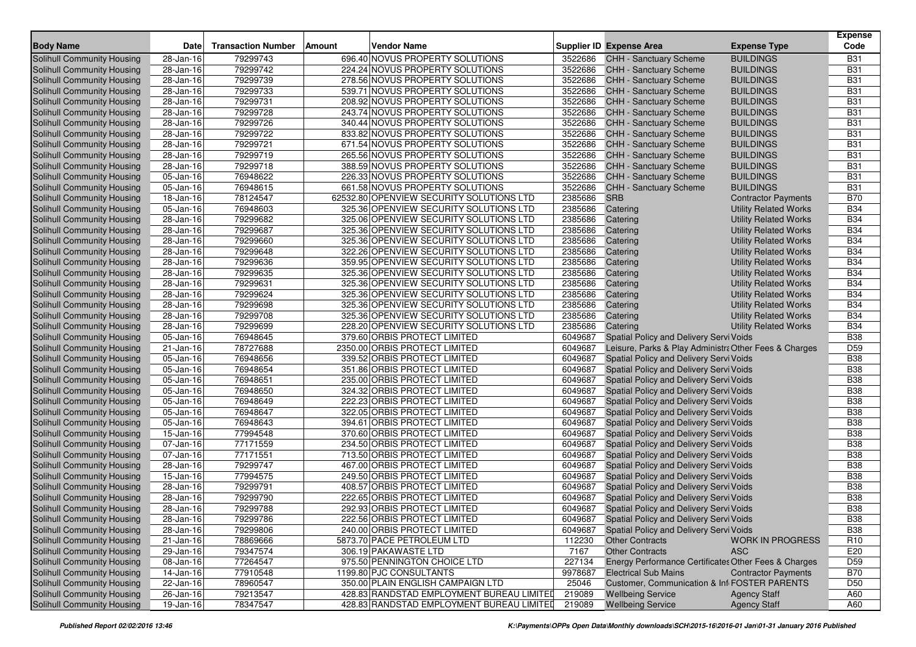| Body Name | Date | Transaction Number | Amount | Vendor Name | Supplier ID | Expense Area | Expense Type | Expense Code |
|---|---|---|---|---|---|---|---|---|
| Solihull Community Housing | 28-Jan-16 | 79299743 | 696.40 | NOVUS PROPERTY SOLUTIONS | 3522686 | CHH - Sanctuary Scheme | BUILDINGS | B31 |
| Solihull Community Housing | 28-Jan-16 | 79299742 | 224.24 | NOVUS PROPERTY SOLUTIONS | 3522686 | CHH - Sanctuary Scheme | BUILDINGS | B31 |
| Solihull Community Housing | 28-Jan-16 | 79299739 | 278.56 | NOVUS PROPERTY SOLUTIONS | 3522686 | CHH - Sanctuary Scheme | BUILDINGS | B31 |
| Solihull Community Housing | 28-Jan-16 | 79299733 | 539.71 | NOVUS PROPERTY SOLUTIONS | 3522686 | CHH - Sanctuary Scheme | BUILDINGS | B31 |
| Solihull Community Housing | 28-Jan-16 | 79299731 | 208.92 | NOVUS PROPERTY SOLUTIONS | 3522686 | CHH - Sanctuary Scheme | BUILDINGS | B31 |
| Solihull Community Housing | 28-Jan-16 | 79299728 | 243.74 | NOVUS PROPERTY SOLUTIONS | 3522686 | CHH - Sanctuary Scheme | BUILDINGS | B31 |
| Solihull Community Housing | 28-Jan-16 | 79299726 | 340.44 | NOVUS PROPERTY SOLUTIONS | 3522686 | CHH - Sanctuary Scheme | BUILDINGS | B31 |
| Solihull Community Housing | 28-Jan-16 | 79299722 | 833.82 | NOVUS PROPERTY SOLUTIONS | 3522686 | CHH - Sanctuary Scheme | BUILDINGS | B31 |
| Solihull Community Housing | 28-Jan-16 | 79299721 | 671.54 | NOVUS PROPERTY SOLUTIONS | 3522686 | CHH - Sanctuary Scheme | BUILDINGS | B31 |
| Solihull Community Housing | 28-Jan-16 | 79299719 | 265.56 | NOVUS PROPERTY SOLUTIONS | 3522686 | CHH - Sanctuary Scheme | BUILDINGS | B31 |
| Solihull Community Housing | 28-Jan-16 | 79299718 | 388.59 | NOVUS PROPERTY SOLUTIONS | 3522686 | CHH - Sanctuary Scheme | BUILDINGS | B31 |
| Solihull Community Housing | 05-Jan-16 | 76948622 | 226.33 | NOVUS PROPERTY SOLUTIONS | 3522686 | CHH - Sanctuary Scheme | BUILDINGS | B31 |
| Solihull Community Housing | 05-Jan-16 | 76948615 | 661.58 | NOVUS PROPERTY SOLUTIONS | 3522686 | CHH - Sanctuary Scheme | BUILDINGS | B31 |
| Solihull Community Housing | 18-Jan-16 | 78124547 | 62532.80 | OPENVIEW SECURITY SOLUTIONS LTD | 2385686 | SRB | Contractor Payments | B70 |
| Solihull Community Housing | 05-Jan-16 | 76948603 | 325.36 | OPENVIEW SECURITY SOLUTIONS LTD | 2385686 | Catering | Utility Related Works | B34 |
| Solihull Community Housing | 28-Jan-16 | 79299682 | 325.06 | OPENVIEW SECURITY SOLUTIONS LTD | 2385686 | Catering | Utility Related Works | B34 |
| Solihull Community Housing | 28-Jan-16 | 79299687 | 325.36 | OPENVIEW SECURITY SOLUTIONS LTD | 2385686 | Catering | Utility Related Works | B34 |
| Solihull Community Housing | 28-Jan-16 | 79299660 | 325.36 | OPENVIEW SECURITY SOLUTIONS LTD | 2385686 | Catering | Utility Related Works | B34 |
| Solihull Community Housing | 28-Jan-16 | 79299648 | 322.26 | OPENVIEW SECURITY SOLUTIONS LTD | 2385686 | Catering | Utility Related Works | B34 |
| Solihull Community Housing | 28-Jan-16 | 79299636 | 359.95 | OPENVIEW SECURITY SOLUTIONS LTD | 2385686 | Catering | Utility Related Works | B34 |
| Solihull Community Housing | 28-Jan-16 | 79299635 | 325.36 | OPENVIEW SECURITY SOLUTIONS LTD | 2385686 | Catering | Utility Related Works | B34 |
| Solihull Community Housing | 28-Jan-16 | 79299631 | 325.36 | OPENVIEW SECURITY SOLUTIONS LTD | 2385686 | Catering | Utility Related Works | B34 |
| Solihull Community Housing | 28-Jan-16 | 79299624 | 325.36 | OPENVIEW SECURITY SOLUTIONS LTD | 2385686 | Catering | Utility Related Works | B34 |
| Solihull Community Housing | 28-Jan-16 | 79299698 | 325.36 | OPENVIEW SECURITY SOLUTIONS LTD | 2385686 | Catering | Utility Related Works | B34 |
| Solihull Community Housing | 28-Jan-16 | 79299708 | 325.36 | OPENVIEW SECURITY SOLUTIONS LTD | 2385686 | Catering | Utility Related Works | B34 |
| Solihull Community Housing | 28-Jan-16 | 79299699 | 228.20 | OPENVIEW SECURITY SOLUTIONS LTD | 2385686 | Catering | Utility Related Works | B34 |
| Solihull Community Housing | 05-Jan-16 | 76948645 | 379.60 | ORBIS PROTECT LIMITED | 6049687 | Spatial Policy and Delivery Servi | Voids | B38 |
| Solihull Community Housing | 21-Jan-16 | 78727688 | 2350.00 | ORBIS PROTECT LIMITED | 6049687 | Leisure, Parks & Play Administra | Other Fees & Charges | D59 |
| Solihull Community Housing | 05-Jan-16 | 76948656 | 339.52 | ORBIS PROTECT LIMITED | 6049687 | Spatial Policy and Delivery Servi | Voids | B38 |
| Solihull Community Housing | 05-Jan-16 | 76948654 | 351.86 | ORBIS PROTECT LIMITED | 6049687 | Spatial Policy and Delivery Servi | Voids | B38 |
| Solihull Community Housing | 05-Jan-16 | 76948651 | 235.00 | ORBIS PROTECT LIMITED | 6049687 | Spatial Policy and Delivery Servi | Voids | B38 |
| Solihull Community Housing | 05-Jan-16 | 76948650 | 324.32 | ORBIS PROTECT LIMITED | 6049687 | Spatial Policy and Delivery Servi | Voids | B38 |
| Solihull Community Housing | 05-Jan-16 | 76948649 | 222.23 | ORBIS PROTECT LIMITED | 6049687 | Spatial Policy and Delivery Servi | Voids | B38 |
| Solihull Community Housing | 05-Jan-16 | 76948647 | 322.05 | ORBIS PROTECT LIMITED | 6049687 | Spatial Policy and Delivery Servi | Voids | B38 |
| Solihull Community Housing | 05-Jan-16 | 76948643 | 394.61 | ORBIS PROTECT LIMITED | 6049687 | Spatial Policy and Delivery Servi | Voids | B38 |
| Solihull Community Housing | 15-Jan-16 | 77994548 | 370.60 | ORBIS PROTECT LIMITED | 6049687 | Spatial Policy and Delivery Servi | Voids | B38 |
| Solihull Community Housing | 07-Jan-16 | 77171559 | 234.50 | ORBIS PROTECT LIMITED | 6049687 | Spatial Policy and Delivery Servi | Voids | B38 |
| Solihull Community Housing | 07-Jan-16 | 77171551 | 713.50 | ORBIS PROTECT LIMITED | 6049687 | Spatial Policy and Delivery Servi | Voids | B38 |
| Solihull Community Housing | 28-Jan-16 | 79299747 | 467.00 | ORBIS PROTECT LIMITED | 6049687 | Spatial Policy and Delivery Servi | Voids | B38 |
| Solihull Community Housing | 15-Jan-16 | 77994575 | 249.50 | ORBIS PROTECT LIMITED | 6049687 | Spatial Policy and Delivery Servi | Voids | B38 |
| Solihull Community Housing | 28-Jan-16 | 79299791 | 408.57 | ORBIS PROTECT LIMITED | 6049687 | Spatial Policy and Delivery Servi | Voids | B38 |
| Solihull Community Housing | 28-Jan-16 | 79299790 | 222.65 | ORBIS PROTECT LIMITED | 6049687 | Spatial Policy and Delivery Servi | Voids | B38 |
| Solihull Community Housing | 28-Jan-16 | 79299788 | 292.93 | ORBIS PROTECT LIMITED | 6049687 | Spatial Policy and Delivery Servi | Voids | B38 |
| Solihull Community Housing | 28-Jan-16 | 79299786 | 222.56 | ORBIS PROTECT LIMITED | 6049687 | Spatial Policy and Delivery Servi | Voids | B38 |
| Solihull Community Housing | 28-Jan-16 | 79299806 | 240.00 | ORBIS PROTECT LIMITED | 6049687 | Spatial Policy and Delivery Servi | Voids | B38 |
| Solihull Community Housing | 21-Jan-16 | 78869666 | 5873.70 | PACE PETROLEUM LTD | 112230 | Other Contracts | WORK IN PROGRESS | R10 |
| Solihull Community Housing | 29-Jan-16 | 79347574 | 306.19 | PAKAWASTE LTD | 7167 | Other Contracts | ASC | E20 |
| Solihull Community Housing | 08-Jan-16 | 77264547 | 975.50 | PENNINGTON CHOICE LTD | 227134 | Energy Performance Certificates | Other Fees & Charges | D59 |
| Solihull Community Housing | 14-Jan-16 | 77910548 | 1199.80 | PJC CONSULTANTS | 9978687 | Electrical Sub Mains | Contractor Payments | B70 |
| Solihull Community Housing | 22-Jan-16 | 78960547 | 350.00 | PLAIN ENGLISH CAMPAIGN LTD | 25046 | Customer, Communication & Inf | FOSTER PARENTS | D50 |
| Solihull Community Housing | 26-Jan-16 | 79213547 | 428.83 | RANDSTAD EMPLOYMENT BUREAU LIMITED | 219089 | Wellbeing Service | Agency Staff | A60 |
| Solihull Community Housing | 19-Jan-16 | 78347547 | 428.83 | RANDSTAD EMPLOYMENT BUREAU LIMITED | 219089 | Wellbeing Service | Agency Staff | A60 |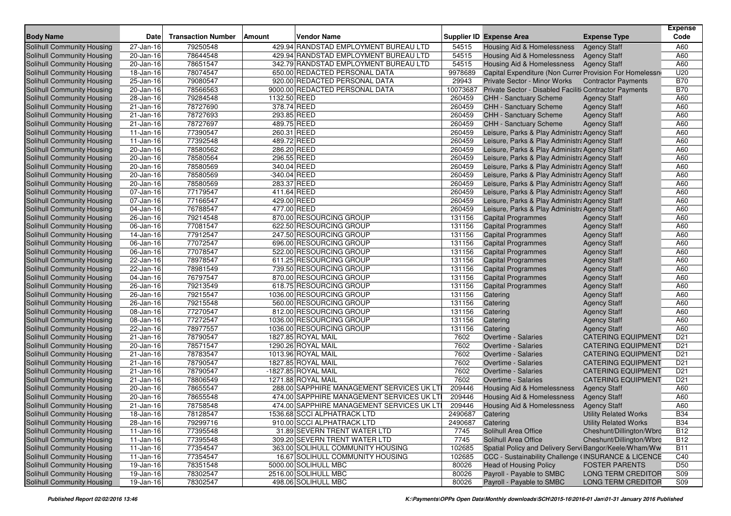| Body Name | Date | Transaction Number | Amount | Vendor Name | Supplier ID | Expense Area | Expense Type | Expense Code |
|---|---|---|---|---|---|---|---|---|
| Solihull Community Housing | 27-Jan-16 | 79250548 | 429.94 | RANDSTAD EMPLOYMENT BUREAU LTD | 54515 | Housing Aid & Homelessness | Agency Staff | A60 |
| Solihull Community Housing | 20-Jan-16 | 78644548 | 429.94 | RANDSTAD EMPLOYMENT BUREAU LTD | 54515 | Housing Aid & Homelessness | Agency Staff | A60 |
| Solihull Community Housing | 20-Jan-16 | 78651547 | 342.79 | RANDSTAD EMPLOYMENT BUREAU LTD | 54515 | Housing Aid & Homelessness | Agency Staff | A60 |
| Solihull Community Housing | 18-Jan-16 | 78074547 | 650.00 | REDACTED PERSONAL DATA | 9978689 | Capital Expenditure (Non Currer Provision For Homelessn | | U20 |
| Solihull Community Housing | 25-Jan-16 | 79080547 | 920.00 | REDACTED PERSONAL DATA | 29943 | Private Sector - Minor Works | Contractor Payments | B70 |
| Solihull Community Housing | 20-Jan-16 | 78566563 | 9000.00 | REDACTED PERSONAL DATA | 10073687 | Private Sector - Disabled Faciliti Contractor Payments | | B70 |
| Solihull Community Housing | 28-Jan-16 | 79284548 | 1132.50 | REED | 260459 | CHH - Sanctuary Scheme | Agency Staff | A60 |
| Solihull Community Housing | 21-Jan-16 | 78727690 | 378.74 | REED | 260459 | CHH - Sanctuary Scheme | Agency Staff | A60 |
| Solihull Community Housing | 21-Jan-16 | 78727693 | 293.85 | REED | 260459 | CHH - Sanctuary Scheme | Agency Staff | A60 |
| Solihull Community Housing | 21-Jan-16 | 78727697 | 489.75 | REED | 260459 | CHH - Sanctuary Scheme | Agency Staff | A60 |
| Solihull Community Housing | 11-Jan-16 | 77390547 | 260.31 | REED | 260459 | Leisure, Parks & Play Administra Agency Staff | | A60 |
| Solihull Community Housing | 11-Jan-16 | 77392548 | 489.72 | REED | 260459 | Leisure, Parks & Play Administra Agency Staff | | A60 |
| Solihull Community Housing | 20-Jan-16 | 78580562 | 286.20 | REED | 260459 | Leisure, Parks & Play Administra Agency Staff | | A60 |
| Solihull Community Housing | 20-Jan-16 | 78580564 | 296.55 | REED | 260459 | Leisure, Parks & Play Administra Agency Staff | | A60 |
| Solihull Community Housing | 20-Jan-16 | 78580569 | 340.04 | REED | 260459 | Leisure, Parks & Play Administra Agency Staff | | A60 |
| Solihull Community Housing | 20-Jan-16 | 78580569 | -340.04 | REED | 260459 | Leisure, Parks & Play Administra Agency Staff | | A60 |
| Solihull Community Housing | 20-Jan-16 | 78580569 | 283.37 | REED | 260459 | Leisure, Parks & Play Administra Agency Staff | | A60 |
| Solihull Community Housing | 07-Jan-16 | 77179547 | 411.64 | REED | 260459 | Leisure, Parks & Play Administra Agency Staff | | A60 |
| Solihull Community Housing | 07-Jan-16 | 77166547 | 429.00 | REED | 260459 | Leisure, Parks & Play Administra Agency Staff | | A60 |
| Solihull Community Housing | 04-Jan-16 | 76788547 | 477.00 | REED | 260459 | Leisure, Parks & Play Administra Agency Staff | | A60 |
| Solihull Community Housing | 26-Jan-16 | 79214548 | 870.00 | RESOURCING GROUP | 131156 | Capital Programmes | Agency Staff | A60 |
| Solihull Community Housing | 06-Jan-16 | 77081547 | 622.50 | RESOURCING GROUP | 131156 | Capital Programmes | Agency Staff | A60 |
| Solihull Community Housing | 14-Jan-16 | 77912547 | 247.50 | RESOURCING GROUP | 131156 | Capital Programmes | Agency Staff | A60 |
| Solihull Community Housing | 06-Jan-16 | 77072547 | 696.00 | RESOURCING GROUP | 131156 | Capital Programmes | Agency Staff | A60 |
| Solihull Community Housing | 06-Jan-16 | 77078547 | 522.00 | RESOURCING GROUP | 131156 | Capital Programmes | Agency Staff | A60 |
| Solihull Community Housing | 22-Jan-16 | 78978547 | 611.25 | RESOURCING GROUP | 131156 | Capital Programmes | Agency Staff | A60 |
| Solihull Community Housing | 22-Jan-16 | 78981549 | 739.50 | RESOURCING GROUP | 131156 | Capital Programmes | Agency Staff | A60 |
| Solihull Community Housing | 04-Jan-16 | 76797547 | 870.00 | RESOURCING GROUP | 131156 | Capital Programmes | Agency Staff | A60 |
| Solihull Community Housing | 26-Jan-16 | 79213549 | 618.75 | RESOURCING GROUP | 131156 | Capital Programmes | Agency Staff | A60 |
| Solihull Community Housing | 26-Jan-16 | 79215547 | 1036.00 | RESOURCING GROUP | 131156 | Catering | Agency Staff | A60 |
| Solihull Community Housing | 26-Jan-16 | 79215548 | 560.00 | RESOURCING GROUP | 131156 | Catering | Agency Staff | A60 |
| Solihull Community Housing | 08-Jan-16 | 77270547 | 812.00 | RESOURCING GROUP | 131156 | Catering | Agency Staff | A60 |
| Solihull Community Housing | 08-Jan-16 | 77272547 | 1036.00 | RESOURCING GROUP | 131156 | Catering | Agency Staff | A60 |
| Solihull Community Housing | 22-Jan-16 | 78977557 | 1036.00 | RESOURCING GROUP | 131156 | Catering | Agency Staff | A60 |
| Solihull Community Housing | 21-Jan-16 | 78790547 | 1827.85 | ROYAL MAIL | 7602 | Overtime - Salaries | CATERING EQUIPMENT | D21 |
| Solihull Community Housing | 20-Jan-16 | 78571547 | 1290.26 | ROYAL MAIL | 7602 | Overtime - Salaries | CATERING EQUIPMENT | D21 |
| Solihull Community Housing | 21-Jan-16 | 78783547 | 1013.96 | ROYAL MAIL | 7602 | Overtime - Salaries | CATERING EQUIPMENT | D21 |
| Solihull Community Housing | 21-Jan-16 | 78790547 | 1827.85 | ROYAL MAIL | 7602 | Overtime - Salaries | CATERING EQUIPMENT | D21 |
| Solihull Community Housing | 21-Jan-16 | 78790547 | -1827.85 | ROYAL MAIL | 7602 | Overtime - Salaries | CATERING EQUIPMENT | D21 |
| Solihull Community Housing | 21-Jan-16 | 78806549 | 1271.88 | ROYAL MAIL | 7602 | Overtime - Salaries | CATERING EQUIPMENT | D21 |
| Solihull Community Housing | 20-Jan-16 | 78655547 | 288.00 | SAPPHIRE MANAGEMENT SERVICES UK LTI | 209446 | Housing Aid & Homelessness | Agency Staff | A60 |
| Solihull Community Housing | 20-Jan-16 | 78655548 | 474.00 | SAPPHIRE MANAGEMENT SERVICES UK LTI | 209446 | Housing Aid & Homelessness | Agency Staff | A60 |
| Solihull Community Housing | 21-Jan-16 | 78758548 | 474.00 | SAPPHIRE MANAGEMENT SERVICES UK LTI | 209446 | Housing Aid & Homelessness | Agency Staff | A60 |
| Solihull Community Housing | 18-Jan-16 | 78128547 | 1536.68 | SCCI ALPHATRACK LTD | 2490687 | Catering | Utility Related Works | B34 |
| Solihull Community Housing | 28-Jan-16 | 79299716 | 910.00 | SCCI ALPHATRACK LTD | 2490687 | Catering | Utility Related Works | B34 |
| Solihull Community Housing | 11-Jan-16 | 77395548 | 31.89 | SEVERN TRENT WATER LTD | 7745 | Solihull Area Office | Cheshunt/Dillington/Wbro | B12 |
| Solihull Community Housing | 11-Jan-16 | 77395548 | 309.20 | SEVERN TRENT WATER LTD | 7745 | Solihull Area Office | Cheshunt/Dillington/Wbro | B12 |
| Solihull Community Housing | 11-Jan-16 | 77354547 | 363.00 | SOLIHULL COMMUNITY HOUSING | 102685 | Spatial Policy and Delivery Servi Bangor/Keele/Wham/Ww | | B11 |
| Solihull Community Housing | 11-Jan-16 | 77354547 | 16.67 | SOLIHULL COMMUNITY HOUSING | 102685 | CCC - Sustainability Challenge (INSURANCE & LICENCE | | C40 |
| Solihull Community Housing | 19-Jan-16 | 78351548 | 5000.00 | SOLIHULL MBC | 80026 | Head of Housing Policy | FOSTER PARENTS | D50 |
| Solihull Community Housing | 19-Jan-16 | 78302547 | 2516.00 | SOLIHULL MBC | 80026 | Payroll - Payable to SMBC | LONG TERM CREDITOR | S09 |
| Solihull Community Housing | 19-Jan-16 | 78302547 | 498.06 | SOLIHULL MBC | 80026 | Payroll - Payable to SMBC | LONG TERM CREDITOR | S09 |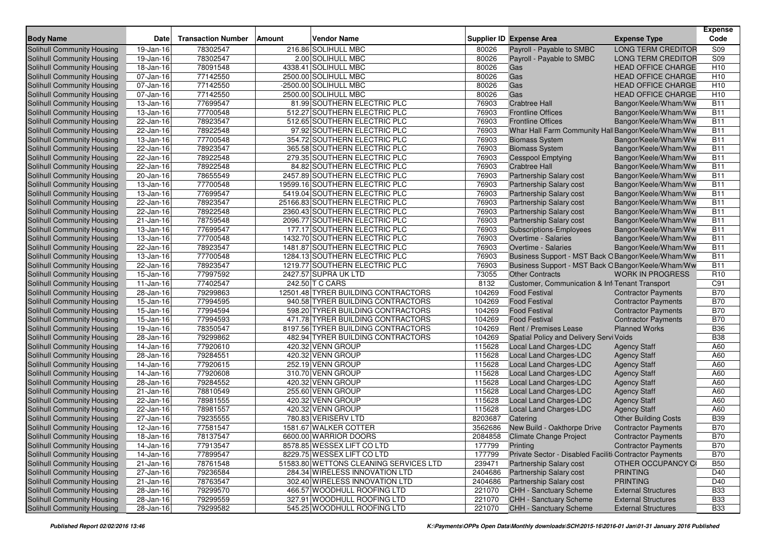| Body Name | Date | Transaction Number | Amount | Vendor Name | Supplier ID | Expense Area | Expense Type | Expense Code |
|---|---|---|---|---|---|---|---|---|
| Solihull Community Housing | 19-Jan-16 | 78302547 | 216.86 | SOLIHULL MBC | 80026 | Payroll - Payable to SMBC | LONG TERM CREDITOR | S09 |
| Solihull Community Housing | 19-Jan-16 | 78302547 | 2.00 | SOLIHULL MBC | 80026 | Payroll - Payable to SMBC | LONG TERM CREDITOR | S09 |
| Solihull Community Housing | 18-Jan-16 | 78091548 | 4338.41 | SOLIHULL MBC | 80026 | Gas | HEAD OFFICE CHARGE | H10 |
| Solihull Community Housing | 07-Jan-16 | 77142550 | 2500.00 | SOLIHULL MBC | 80026 | Gas | HEAD OFFICE CHARGE | H10 |
| Solihull Community Housing | 07-Jan-16 | 77142550 | -2500.00 | SOLIHULL MBC | 80026 | Gas | HEAD OFFICE CHARGE | H10 |
| Solihull Community Housing | 07-Jan-16 | 77142550 | 2500.00 | SOLIHULL MBC | 80026 | Gas | HEAD OFFICE CHARGE | H10 |
| Solihull Community Housing | 13-Jan-16 | 77699547 | 81.99 | SOUTHERN ELECTRIC PLC | 76903 | Crabtree Hall | Bangor/Keele/Wham/Ww | B11 |
| Solihull Community Housing | 13-Jan-16 | 77700548 | 512.27 | SOUTHERN ELECTRIC PLC | 76903 | Frontline Offices | Bangor/Keele/Wham/Ww | B11 |
| Solihull Community Housing | 22-Jan-16 | 78923547 | 512.65 | SOUTHERN ELECTRIC PLC | 76903 | Frontline Offices | Bangor/Keele/Wham/Ww | B11 |
| Solihull Community Housing | 22-Jan-16 | 78922548 | 97.92 | SOUTHERN ELECTRIC PLC | 76903 | Whar Hall Farm Community Hall | Bangor/Keele/Wham/Ww | B11 |
| Solihull Community Housing | 13-Jan-16 | 77700548 | 354.72 | SOUTHERN ELECTRIC PLC | 76903 | Biomass System | Bangor/Keele/Wham/Ww | B11 |
| Solihull Community Housing | 22-Jan-16 | 78923547 | 365.58 | SOUTHERN ELECTRIC PLC | 76903 | Biomass System | Bangor/Keele/Wham/Ww | B11 |
| Solihull Community Housing | 22-Jan-16 | 78922548 | 279.35 | SOUTHERN ELECTRIC PLC | 76903 | Cesspool Emptying | Bangor/Keele/Wham/Ww | B11 |
| Solihull Community Housing | 22-Jan-16 | 78922548 | 84.82 | SOUTHERN ELECTRIC PLC | 76903 | Crabtree Hall | Bangor/Keele/Wham/Ww | B11 |
| Solihull Community Housing | 20-Jan-16 | 78655549 | 2457.89 | SOUTHERN ELECTRIC PLC | 76903 | Partnership Salary cost | Bangor/Keele/Wham/Ww | B11 |
| Solihull Community Housing | 13-Jan-16 | 77700548 | 19599.16 | SOUTHERN ELECTRIC PLC | 76903 | Partnership Salary cost | Bangor/Keele/Wham/Ww | B11 |
| Solihull Community Housing | 13-Jan-16 | 77699547 | 5419.04 | SOUTHERN ELECTRIC PLC | 76903 | Partnership Salary cost | Bangor/Keele/Wham/Ww | B11 |
| Solihull Community Housing | 22-Jan-16 | 78923547 | 25166.83 | SOUTHERN ELECTRIC PLC | 76903 | Partnership Salary cost | Bangor/Keele/Wham/Ww | B11 |
| Solihull Community Housing | 22-Jan-16 | 78922548 | 2360.43 | SOUTHERN ELECTRIC PLC | 76903 | Partnership Salary cost | Bangor/Keele/Wham/Ww | B11 |
| Solihull Community Housing | 21-Jan-16 | 78759548 | 2096.77 | SOUTHERN ELECTRIC PLC | 76903 | Partnership Salary cost | Bangor/Keele/Wham/Ww | B11 |
| Solihull Community Housing | 13-Jan-16 | 77699547 | 177.17 | SOUTHERN ELECTRIC PLC | 76903 | Subscriptions-Employees | Bangor/Keele/Wham/Ww | B11 |
| Solihull Community Housing | 13-Jan-16 | 77700548 | 1432.70 | SOUTHERN ELECTRIC PLC | 76903 | Overtime - Salaries | Bangor/Keele/Wham/Ww | B11 |
| Solihull Community Housing | 22-Jan-16 | 78923547 | 1481.87 | SOUTHERN ELECTRIC PLC | 76903 | Overtime - Salaries | Bangor/Keele/Wham/Ww | B11 |
| Solihull Community Housing | 13-Jan-16 | 77700548 | 1284.13 | SOUTHERN ELECTRIC PLC | 76903 | Business Support - MST Back O | Bangor/Keele/Wham/Ww | B11 |
| Solihull Community Housing | 22-Jan-16 | 78923547 | 1219.77 | SOUTHERN ELECTRIC PLC | 76903 | Business Support - MST Back O | Bangor/Keele/Wham/Ww | B11 |
| Solihull Community Housing | 15-Jan-16 | 77997592 | 2427.57 | SUPRA UK LTD | 73055 | Other Contracts | WORK IN PROGRESS | R10 |
| Solihull Community Housing | 11-Jan-16 | 77402547 | 242.50 | T C CARS | 8132 | Customer, Communication & Inf | Tenant Transport | C91 |
| Solihull Community Housing | 28-Jan-16 | 79299863 | 12501.48 | TYRER BUILDING CONTRACTORS | 104269 | Food Festival | Contractor Payments | B70 |
| Solihull Community Housing | 15-Jan-16 | 77994595 | 940.58 | TYRER BUILDING CONTRACTORS | 104269 | Food Festival | Contractor Payments | B70 |
| Solihull Community Housing | 15-Jan-16 | 77994594 | 598.20 | TYRER BUILDING CONTRACTORS | 104269 | Food Festival | Contractor Payments | B70 |
| Solihull Community Housing | 15-Jan-16 | 77994593 | 471.78 | TYRER BUILDING CONTRACTORS | 104269 | Food Festival | Contractor Payments | B70 |
| Solihull Community Housing | 19-Jan-16 | 78350547 | 8197.56 | TYRER BUILDING CONTRACTORS | 104269 | Rent / Premises Lease | Planned Works | B36 |
| Solihull Community Housing | 28-Jan-16 | 79299862 | 482.94 | TYRER BUILDING CONTRACTORS | 104269 | Spatial Policy and Delivery Servi | Voids | B38 |
| Solihull Community Housing | 14-Jan-16 | 77920610 | 420.32 | VENN GROUP | 115628 | Local Land Charges-LDC | Agency Staff | A60 |
| Solihull Community Housing | 28-Jan-16 | 79284551 | 420.32 | VENN GROUP | 115628 | Local Land Charges-LDC | Agency Staff | A60 |
| Solihull Community Housing | 14-Jan-16 | 77920615 | 252.19 | VENN GROUP | 115628 | Local Land Charges-LDC | Agency Staff | A60 |
| Solihull Community Housing | 14-Jan-16 | 77920608 | 310.70 | VENN GROUP | 115628 | Local Land Charges-LDC | Agency Staff | A60 |
| Solihull Community Housing | 28-Jan-16 | 79284552 | 420.32 | VENN GROUP | 115628 | Local Land Charges-LDC | Agency Staff | A60 |
| Solihull Community Housing | 21-Jan-16 | 78810549 | 255.60 | VENN GROUP | 115628 | Local Land Charges-LDC | Agency Staff | A60 |
| Solihull Community Housing | 22-Jan-16 | 78981555 | 420.32 | VENN GROUP | 115628 | Local Land Charges-LDC | Agency Staff | A60 |
| Solihull Community Housing | 22-Jan-16 | 78981557 | 420.32 | VENN GROUP | 115628 | Local Land Charges-LDC | Agency Staff | A60 |
| Solihull Community Housing | 27-Jan-16 | 79235555 | 780.83 | VERISERV LTD | 8203687 | Catering | Other Building Costs | B39 |
| Solihull Community Housing | 12-Jan-16 | 77581547 | 1581.67 | WALKER COTTER | 3562686 | New Build - Oakthorpe Drive | Contractor Payments | B70 |
| Solihull Community Housing | 18-Jan-16 | 78137547 | 6600.00 | WARRIOR DOORS | 2084858 | Climate Change Project | Contractor Payments | B70 |
| Solihull Community Housing | 14-Jan-16 | 77913547 | 8578.85 | WESSEX LIFT CO LTD | 177799 | Printing | Contractor Payments | B70 |
| Solihull Community Housing | 14-Jan-16 | 77899547 | 8229.75 | WESSEX LIFT CO LTD | 177799 | Private Sector - Disabled Faciliti | Contractor Payments | B70 |
| Solihull Community Housing | 21-Jan-16 | 78761548 | 51583.80 | WETTONS CLEANING SERVICES LTD | 239471 | Partnership Salary cost | OTHER OCCUPANCY C | B50 |
| Solihull Community Housing | 27-Jan-16 | 79236584 | 284.34 | WIRELESS INNOVATION LTD | 2404686 | Partnership Salary cost | PRINTING | D40 |
| Solihull Community Housing | 21-Jan-16 | 78763547 | 302.40 | WIRELESS INNOVATION LTD | 2404686 | Partnership Salary cost | PRINTING | D40 |
| Solihull Community Housing | 28-Jan-16 | 79299570 | 466.57 | WOODHULL ROOFING LTD | 221070 | CHH - Sanctuary Scheme | External Structures | B33 |
| Solihull Community Housing | 28-Jan-16 | 79299559 | 327.91 | WOODHULL ROOFING LTD | 221070 | CHH - Sanctuary Scheme | External Structures | B33 |
| Solihull Community Housing | 28-Jan-16 | 79299582 | 545.25 | WOODHULL ROOFING LTD | 221070 | CHH - Sanctuary Scheme | External Structures | B33 |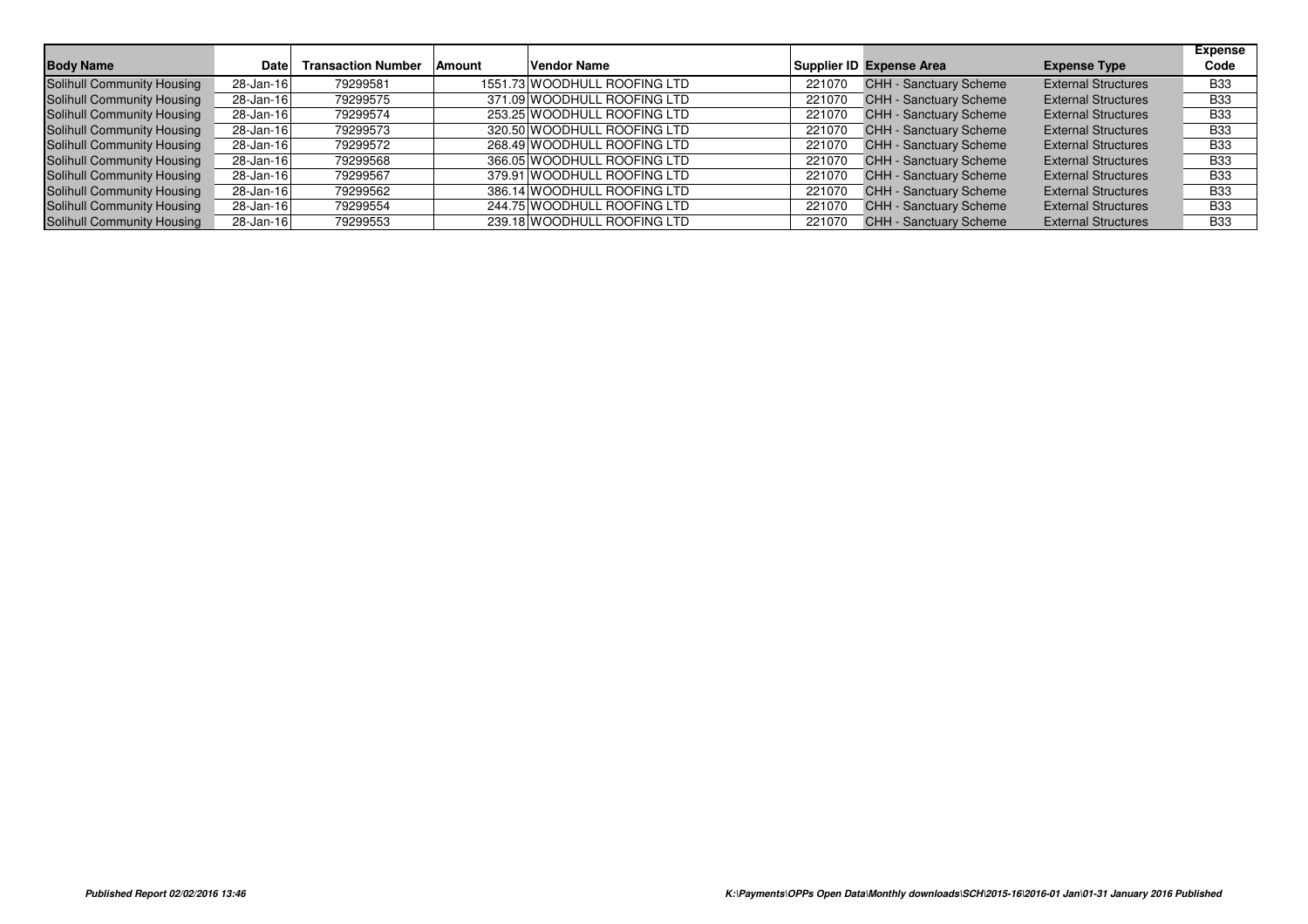| Body Name | Date | Transaction Number | Amount | Vendor Name | Supplier ID | Expense Area | Expense Type | Expense Code |
|---|---|---|---|---|---|---|---|---|
| Solihull Community Housing | 28-Jan-16 | 79299581 | 1551.73 | WOODHULL ROOFING LTD | 221070 | CHH - Sanctuary Scheme | External Structures | B33 |
| Solihull Community Housing | 28-Jan-16 | 79299575 | 371.09 | WOODHULL ROOFING LTD | 221070 | CHH - Sanctuary Scheme | External Structures | B33 |
| Solihull Community Housing | 28-Jan-16 | 79299574 | 253.25 | WOODHULL ROOFING LTD | 221070 | CHH - Sanctuary Scheme | External Structures | B33 |
| Solihull Community Housing | 28-Jan-16 | 79299573 | 320.50 | WOODHULL ROOFING LTD | 221070 | CHH - Sanctuary Scheme | External Structures | B33 |
| Solihull Community Housing | 28-Jan-16 | 79299572 | 268.49 | WOODHULL ROOFING LTD | 221070 | CHH - Sanctuary Scheme | External Structures | B33 |
| Solihull Community Housing | 28-Jan-16 | 79299568 | 366.05 | WOODHULL ROOFING LTD | 221070 | CHH - Sanctuary Scheme | External Structures | B33 |
| Solihull Community Housing | 28-Jan-16 | 79299567 | 379.91 | WOODHULL ROOFING LTD | 221070 | CHH - Sanctuary Scheme | External Structures | B33 |
| Solihull Community Housing | 28-Jan-16 | 79299562 | 386.14 | WOODHULL ROOFING LTD | 221070 | CHH - Sanctuary Scheme | External Structures | B33 |
| Solihull Community Housing | 28-Jan-16 | 79299554 | 244.75 | WOODHULL ROOFING LTD | 221070 | CHH - Sanctuary Scheme | External Structures | B33 |
| Solihull Community Housing | 28-Jan-16 | 79299553 | 239.18 | WOODHULL ROOFING LTD | 221070 | CHH - Sanctuary Scheme | External Structures | B33 |